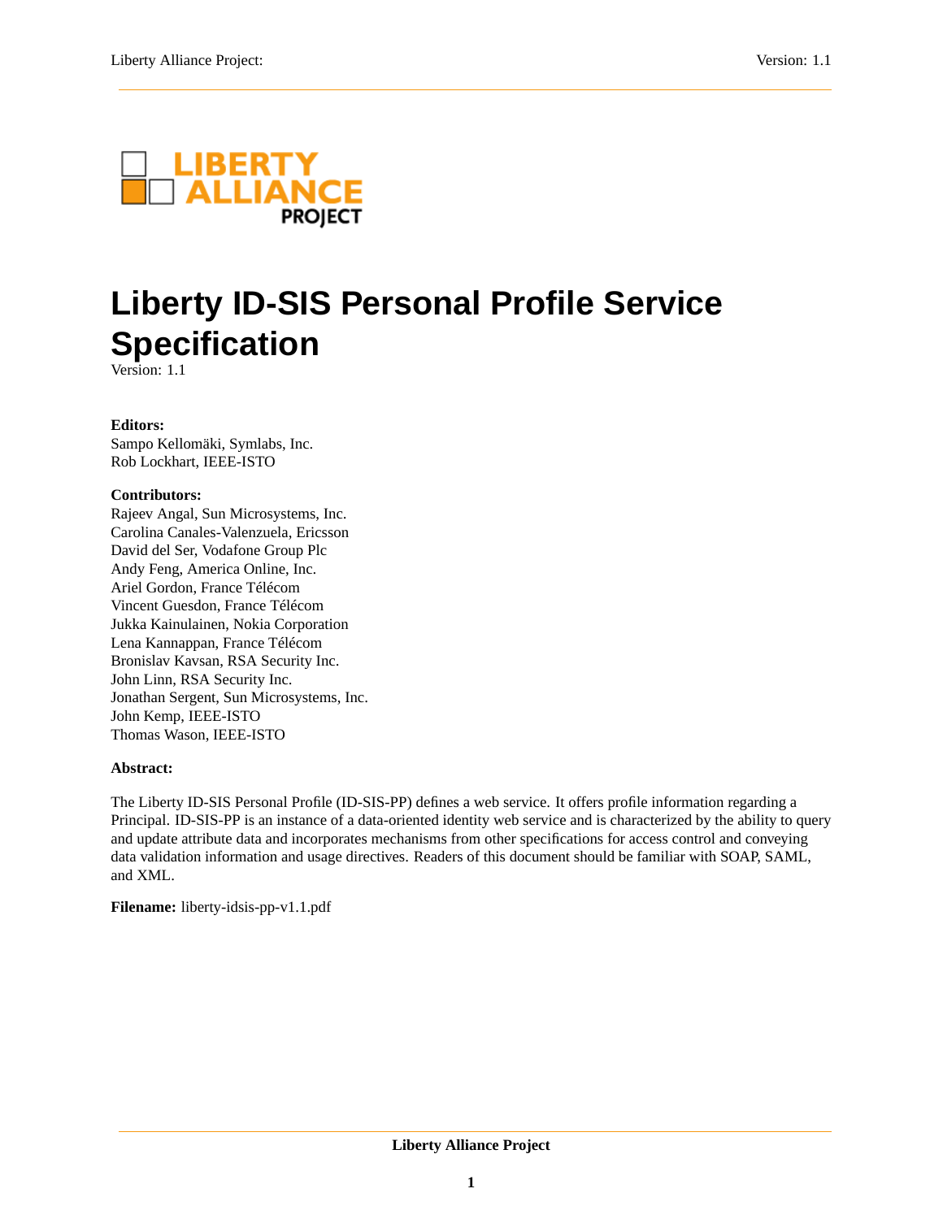# Liberty ID-SIS Personal Profile Service Specification

Version: 1.1

**Editors:**
Sampo Kellomäki, Symlabs, Inc.
Rob Lockhart, IEEE-ISTO

**Contributors:**
Rajeev Angal, Sun Microsystems, Inc.
Carolina Canales-Valenzuela, Ericsson
David del Ser, Vodafone Group Plc
Andy Feng, America Online, Inc.
Ariel Gordon, France Télécom
Vincent Guesdon, France Télécom
Jukka Kainulainen, Nokia Corporation
Lena Kannappan, France Télécom
Bronislav Kavsan, RSA Security Inc.
John Linn, RSA Security Inc.
Jonathan Sergent, Sun Microsystems, Inc.
John Kemp, IEEE-ISTO
Thomas Wason, IEEE-ISTO

**Abstract:**

The Liberty ID-SIS Personal Profile (ID-SIS-PP) defines a web service. It offers profile information regarding a Principal. ID-SIS-PP is an instance of a data-oriented identity web service and is characterized by the ability to query and update attribute data and incorporates mechanisms from other specifications for access control and conveying data validation information and usage directives. Readers of this document should be familiar with SOAP, SAML, and XML.

**Filename:** liberty-idsis-pp-v1.1.pdf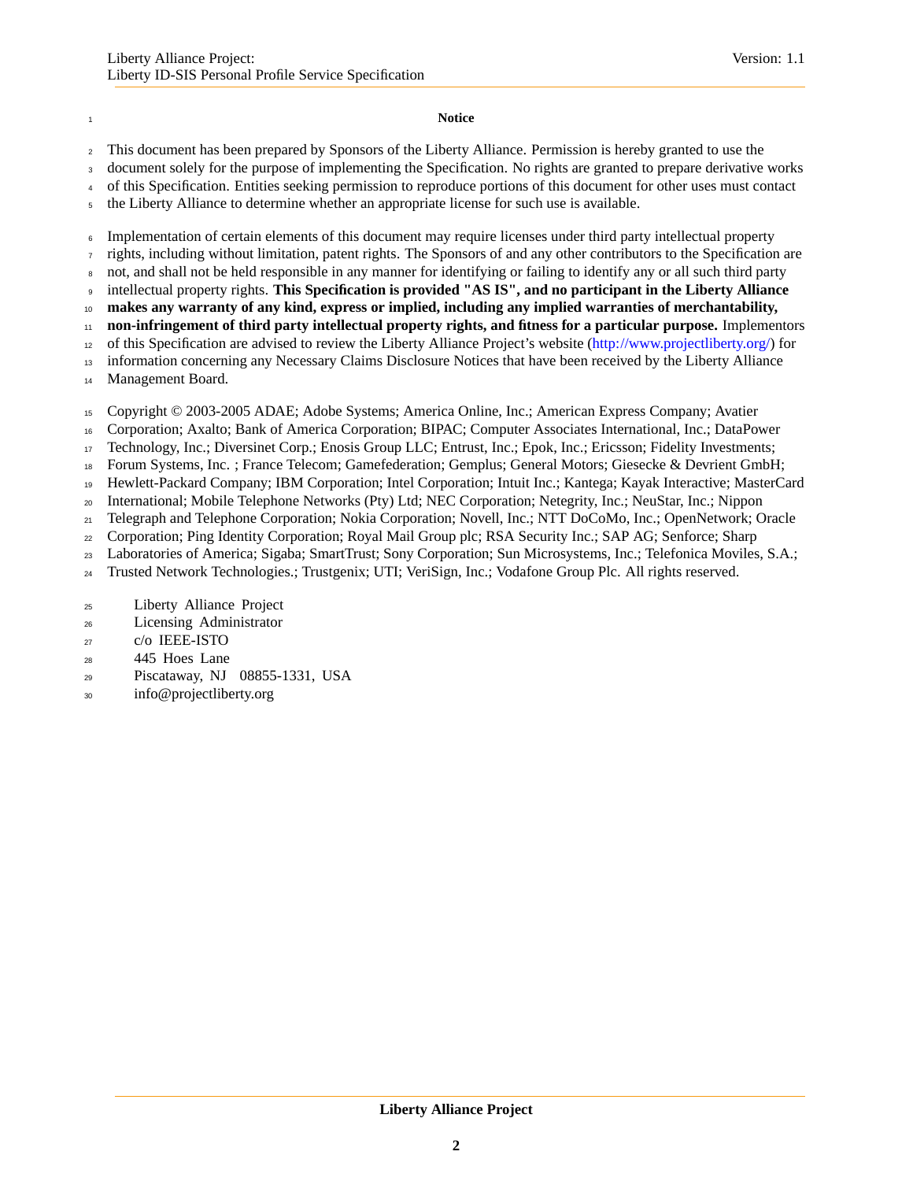**Notice**

This document has been prepared by Sponsors of the Liberty Alliance. Permission is hereby granted to use the document solely for the purpose of implementing the Specification. No rights are granted to prepare derivative works of this Specification. Entities seeking permission to reproduce portions of this document for other uses must contact the Liberty Alliance to determine whether an appropriate license for such use is available.

Implementation of certain elements of this document may require licenses under third party intellectual property rights, including without limitation, patent rights. The Sponsors of and any other contributors to the Specification are not, and shall not be held responsible in any manner for identifying or failing to identify any or all such third party intellectual property rights. **This Specification is provided "AS IS", and no participant in the Liberty Alliance makes any warranty of any kind, express or implied, including any implied warranties of merchantability, non-infringement of third party intellectual property rights, and fitness for a particular purpose.** Implementors of this Specification are advised to review the Liberty Alliance Project's website (http://www.projectliberty.org/) for information concerning any Necessary Claims Disclosure Notices that have been received by the Liberty Alliance Management Board.

Copyright © 2003-2005 ADAE; Adobe Systems; America Online, Inc.; American Express Company; Avatier Corporation; Axalto; Bank of America Corporation; BIPAC; Computer Associates International, Inc.; DataPower Technology, Inc.; Diversinet Corp.; Enosis Group LLC; Entrust, Inc.; Epok, Inc.; Ericsson; Fidelity Investments; Forum Systems, Inc. ; France Telecom; Gamefederation; Gemplus; General Motors; Giesecke & Devrient GmbH; Hewlett-Packard Company; IBM Corporation; Intel Corporation; Intuit Inc.; Kantega; Kayak Interactive; MasterCard International; Mobile Telephone Networks (Pty) Ltd; NEC Corporation; Netegrity, Inc.; NeuStar, Inc.; Nippon Telegraph and Telephone Corporation; Nokia Corporation; Novell, Inc.; NTT DoCoMo, Inc.; OpenNetwork; Oracle Corporation; Ping Identity Corporation; Royal Mail Group plc; RSA Security Inc.; SAP AG; Senforce; Sharp Laboratories of America; Sigaba; SmartTrust; Sony Corporation; Sun Microsystems, Inc.; Telefonica Moviles, S.A.; Trusted Network Technologies.; Trustgenix; UTI; VeriSign, Inc.; Vodafone Group Plc. All rights reserved.

Liberty Alliance Project
Licensing Administrator
c/o IEEE-ISTO
445 Hoes Lane
Piscataway, NJ 08855-1331, USA
info@projectliberty.org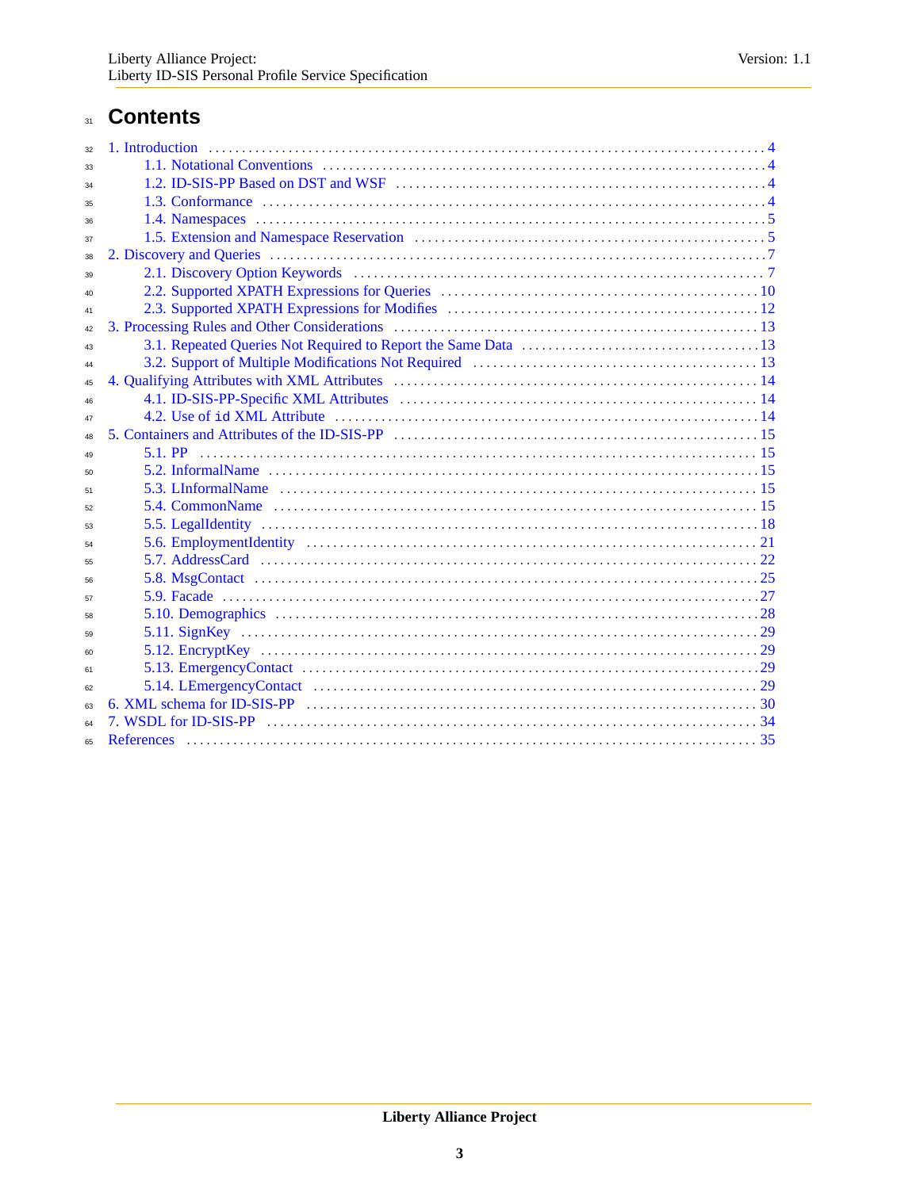# Contents

- 1. Introduction ... 4
  - 1.1. Notational Conventions ... 4
  - 1.2. ID-SIS-PP Based on DST and WSF ... 4
  - 1.3. Conformance ... 4
  - 1.4. Namespaces ... 5
  - 1.5. Extension and Namespace Reservation ... 5
- 2. Discovery and Queries ... 7
  - 2.1. Discovery Option Keywords ... 7
  - 2.2. Supported XPATH Expressions for Queries ... 10
  - 2.3. Supported XPATH Expressions for Modifies ... 12
- 3. Processing Rules and Other Considerations ... 13
  - 3.1. Repeated Queries Not Required to Report the Same Data ... 13
  - 3.2. Support of Multiple Modifications Not Required ... 13
- 4. Qualifying Attributes with XML Attributes ... 14
  - 4.1. ID-SIS-PP-Specific XML Attributes ... 14
  - 4.2. Use of `id` XML Attribute ... 14
- 5. Containers and Attributes of the ID-SIS-PP ... 15
  - 5.1. PP ... 15
  - 5.2. InformalName ... 15
  - 5.3. LInformalName ... 15
  - 5.4. CommonName ... 15
  - 5.5. LegalIdentity ... 18
  - 5.6. EmploymentIdentity ... 21
  - 5.7. AddressCard ... 22
  - 5.8. MsgContact ... 25
  - 5.9. Facade ... 27
  - 5.10. Demographics ... 28
  - 5.11. SignKey ... 29
  - 5.12. EncryptKey ... 29
  - 5.13. EmergencyContact ... 29
  - 5.14. LEmergencyContact ... 29
- 6. XML schema for ID-SIS-PP ... 30
- 7. WSDL for ID-SIS-PP ... 34
- References ... 35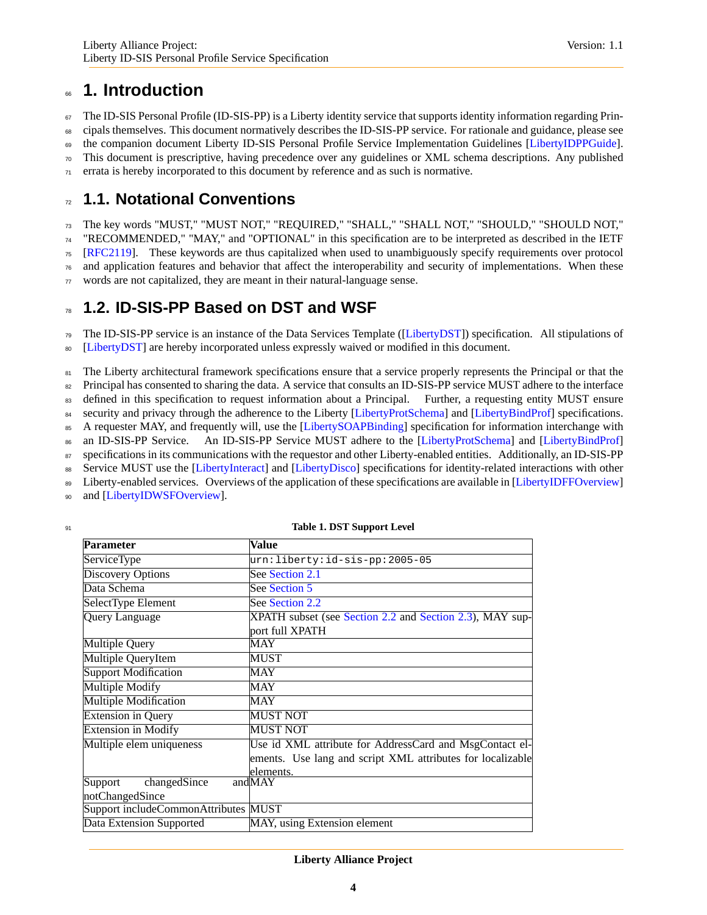# 1. Introduction

The ID-SIS Personal Profile (ID-SIS-PP) is a Liberty identity service that supports identity information regarding Principals themselves. This document normatively describes the ID-SIS-PP service. For rationale and guidance, please see the companion document Liberty ID-SIS Personal Profile Service Implementation Guidelines [LibertyIDPPGuide]. This document is prescriptive, having precedence over any guidelines or XML schema descriptions. Any published errata is hereby incorporated to this document by reference and as such is normative.

## 1.1. Notational Conventions

The key words "MUST," "MUST NOT," "REQUIRED," "SHALL," "SHALL NOT," "SHOULD," "SHOULD NOT," "RECOMMENDED," "MAY," and "OPTIONAL" in this specification are to be interpreted as described in the IETF [RFC2119]. These keywords are thus capitalized when used to unambiguously specify requirements over protocol and application features and behavior that affect the interoperability and security of implementations. When these words are not capitalized, they are meant in their natural-language sense.

## 1.2. ID-SIS-PP Based on DST and WSF

The ID-SIS-PP service is an instance of the Data Services Template ([LibertyDST]) specification. All stipulations of [LibertyDST] are hereby incorporated unless expressly waived or modified in this document.

The Liberty architectural framework specifications ensure that a service properly represents the Principal or that the Principal has consented to sharing the data. A service that consults an ID-SIS-PP service MUST adhere to the interface defined in this specification to request information about a Principal. Further, a requesting entity MUST ensure security and privacy through the adherence to the Liberty [LibertyProtSchema] and [LibertyBindProf] specifications. A requester MAY, and frequently will, use the [LibertySOAPBinding] specification for information interchange with an ID-SIS-PP Service. An ID-SIS-PP Service MUST adhere to the [LibertyProtSchema] and [LibertyBindProf] specifications in its communications with the requestor and other Liberty-enabled entities. Additionally, an ID-SIS-PP Service MUST use the [LibertyInteract] and [LibertyDisco] specifications for identity-related interactions with other Liberty-enabled services. Overviews of the application of these specifications are available in [LibertyIDFFOverview] and [LibertyIDWSFOverview].

**Table 1. DST Support Level**

| Parameter | Value |
|---|---|
| ServiceType | `urn:liberty:id-sis-pp:2005-05` |
| Discovery Options | See Section 2.1 |
| Data Schema | See Section 5 |
| SelectType Element | See Section 2.2 |
| Query Language | XPATH subset (see Section 2.2 and Section 2.3), MAY support full XPATH |
| Multiple Query | MAY |
| Multiple QueryItem | MUST |
| Support Modification | MAY |
| Multiple Modify | MAY |
| Multiple Modification | MAY |
| Extension in Query | MUST NOT |
| Extension in Modify | MUST NOT |
| Multiple elem uniqueness | Use id XML attribute for AddressCard and MsgContact elements. Use lang and script XML attributes for localizable elements. |
| Support changedSince and notChangedSince | MAY |
| Support includeCommonAttributes | MUST |
| Data Extension Supported | MAY, using Extension element |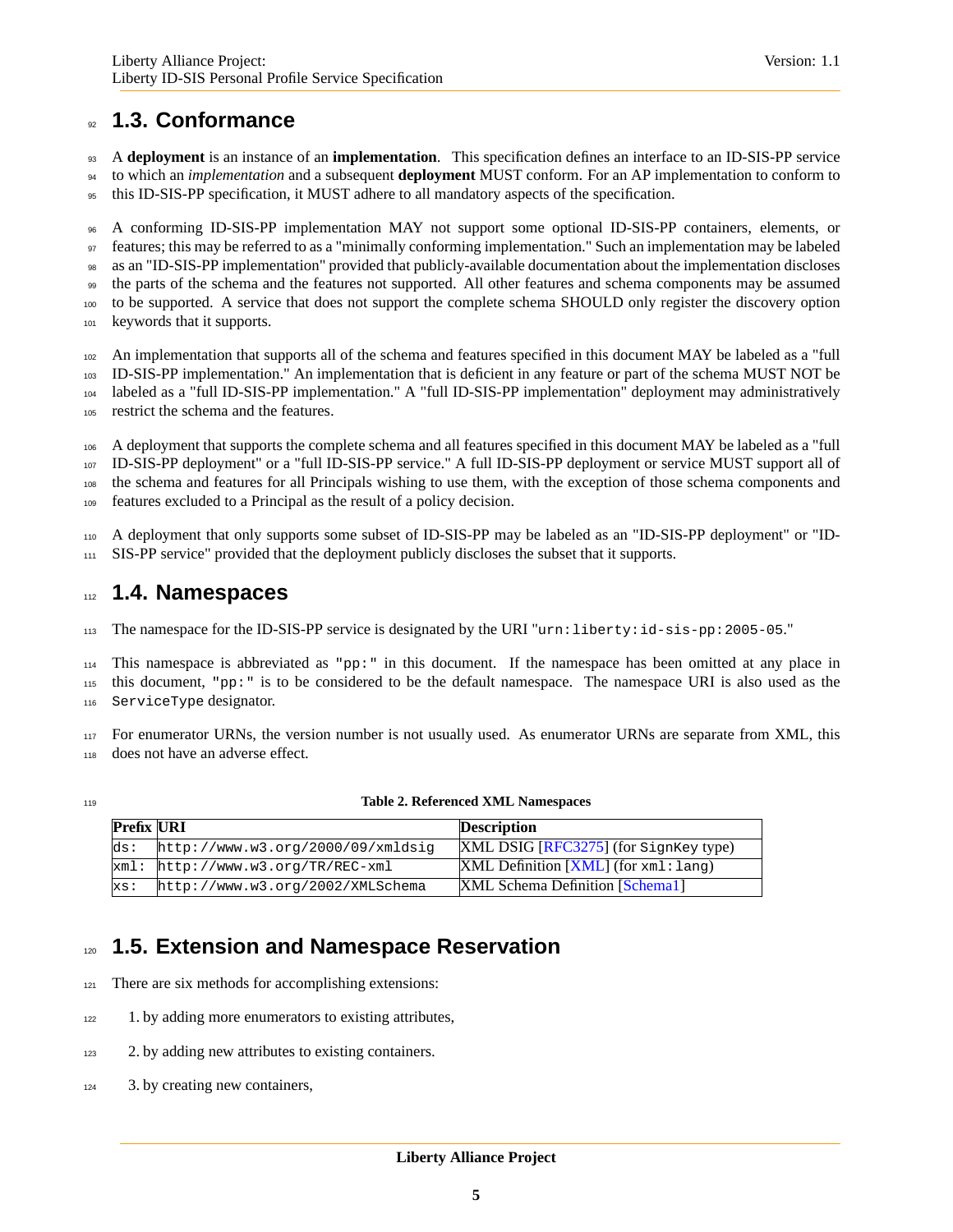## 1.3. Conformance

A **deployment** is an instance of an **implementation**. This specification defines an interface to an ID-SIS-PP service to which an *implementation* and a subsequent **deployment** MUST conform. For an AP implementation to conform to this ID-SIS-PP specification, it MUST adhere to all mandatory aspects of the specification.

A conforming ID-SIS-PP implementation MAY not support some optional ID-SIS-PP containers, elements, or features; this may be referred to as a "minimally conforming implementation." Such an implementation may be labeled as an "ID-SIS-PP implementation" provided that publicly-available documentation about the implementation discloses the parts of the schema and the features not supported. All other features and schema components may be assumed to be supported. A service that does not support the complete schema SHOULD only register the discovery option keywords that it supports.

An implementation that supports all of the schema and features specified in this document MAY be labeled as a "full ID-SIS-PP implementation." An implementation that is deficient in any feature or part of the schema MUST NOT be labeled as a "full ID-SIS-PP implementation." A "full ID-SIS-PP implementation" deployment may administratively restrict the schema and the features.

A deployment that supports the complete schema and all features specified in this document MAY be labeled as a "full ID-SIS-PP deployment" or a "full ID-SIS-PP service." A full ID-SIS-PP deployment or service MUST support all of the schema and features for all Principals wishing to use them, with the exception of those schema components and features excluded to a Principal as the result of a policy decision.

A deployment that only supports some subset of ID-SIS-PP may be labeled as an "ID-SIS-PP deployment" or "ID-SIS-PP service" provided that the deployment publicly discloses the subset that it supports.

## 1.4. Namespaces

The namespace for the ID-SIS-PP service is designated by the URI "`urn:liberty:id-sis-pp:2005-05`."

This namespace is abbreviated as "`pp:`" in this document. If the namespace has been omitted at any place in this document, "`pp:`" is to be considered to be the default namespace. The namespace URI is also used as the `ServiceType` designator.

For enumerator URNs, the version number is not usually used. As enumerator URNs are separate from XML, this does not have an adverse effect.

**Table 2. Referenced XML Namespaces**

| Prefix | URI | Description |
|---|---|---|
| `ds:` | `http://www.w3.org/2000/09/xmldsig` | XML DSIG [RFC3275] (for `SignKey` type) |
| `xml:` | `http://www.w3.org/TR/REC-xml` | XML Definition [XML] (for `xml:lang`) |
| `xs:` | `http://www.w3.org/2002/XMLSchema` | XML Schema Definition [Schema1] |

## 1.5. Extension and Namespace Reservation

There are six methods for accomplishing extensions:

1. by adding more enumerators to existing attributes,
2. by adding new attributes to existing containers.
3. by creating new containers,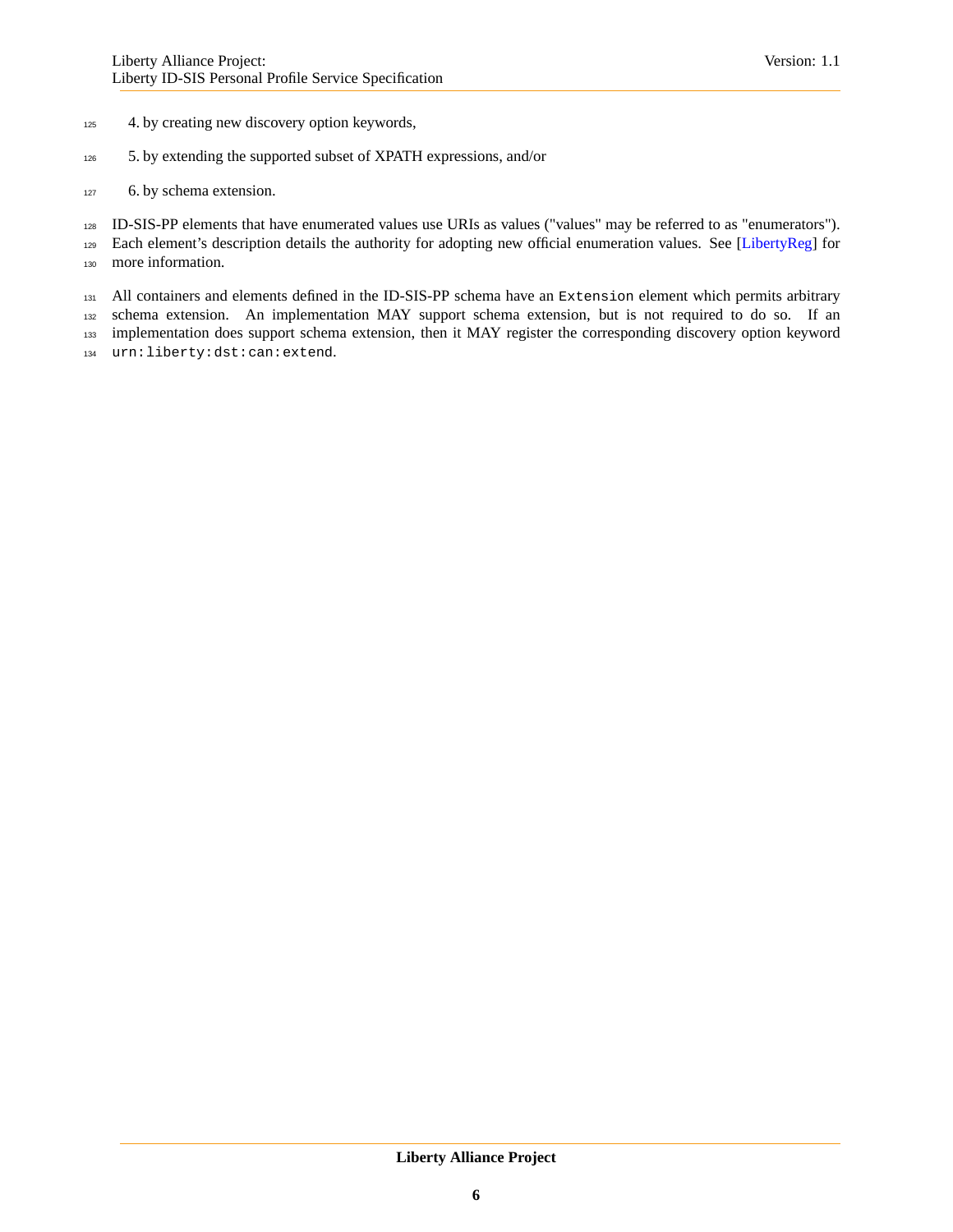4. by creating new discovery option keywords,
5. by extending the supported subset of XPATH expressions, and/or
6. by schema extension.

ID-SIS-PP elements that have enumerated values use URIs as values ("values" may be referred to as "enumerators"). Each element's description details the authority for adopting new official enumeration values. See [LibertyReg] for more information.

All containers and elements defined in the ID-SIS-PP schema have an `Extension` element which permits arbitrary schema extension. An implementation MAY support schema extension, but is not required to do so. If an implementation does support schema extension, then it MAY register the corresponding discovery option keyword `urn:liberty:dst:can:extend`.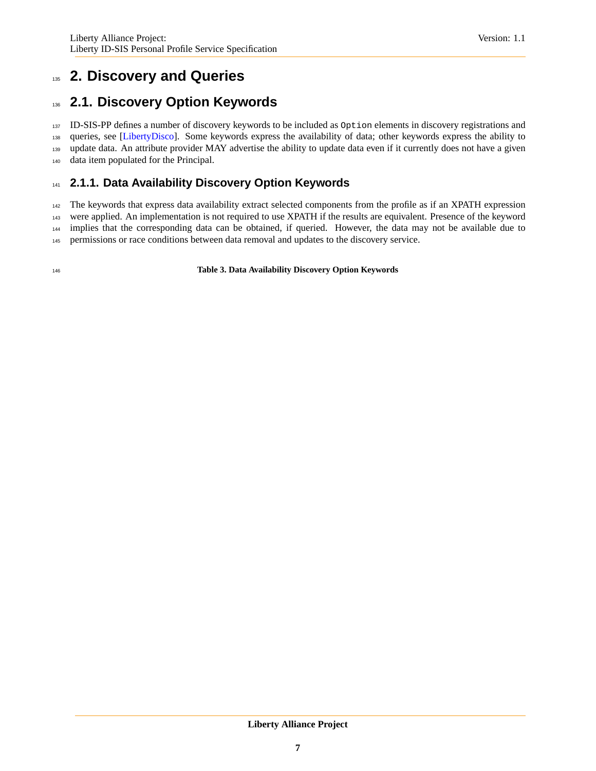# 2. Discovery and Queries

## 2.1. Discovery Option Keywords

ID-SIS-PP defines a number of discovery keywords to be included as `Option` elements in discovery registrations and queries, see [LibertyDisco]. Some keywords express the availability of data; other keywords express the ability to update data. An attribute provider MAY advertise the ability to update data even if it currently does not have a given data item populated for the Principal.

### 2.1.1. Data Availability Discovery Option Keywords

The keywords that express data availability extract selected components from the profile as if an XPATH expression were applied. An implementation is not required to use XPATH if the results are equivalent. Presence of the keyword implies that the corresponding data can be obtained, if queried. However, the data may not be available due to permissions or race conditions between data removal and updates to the discovery service.

**Table 3. Data Availability Discovery Option Keywords**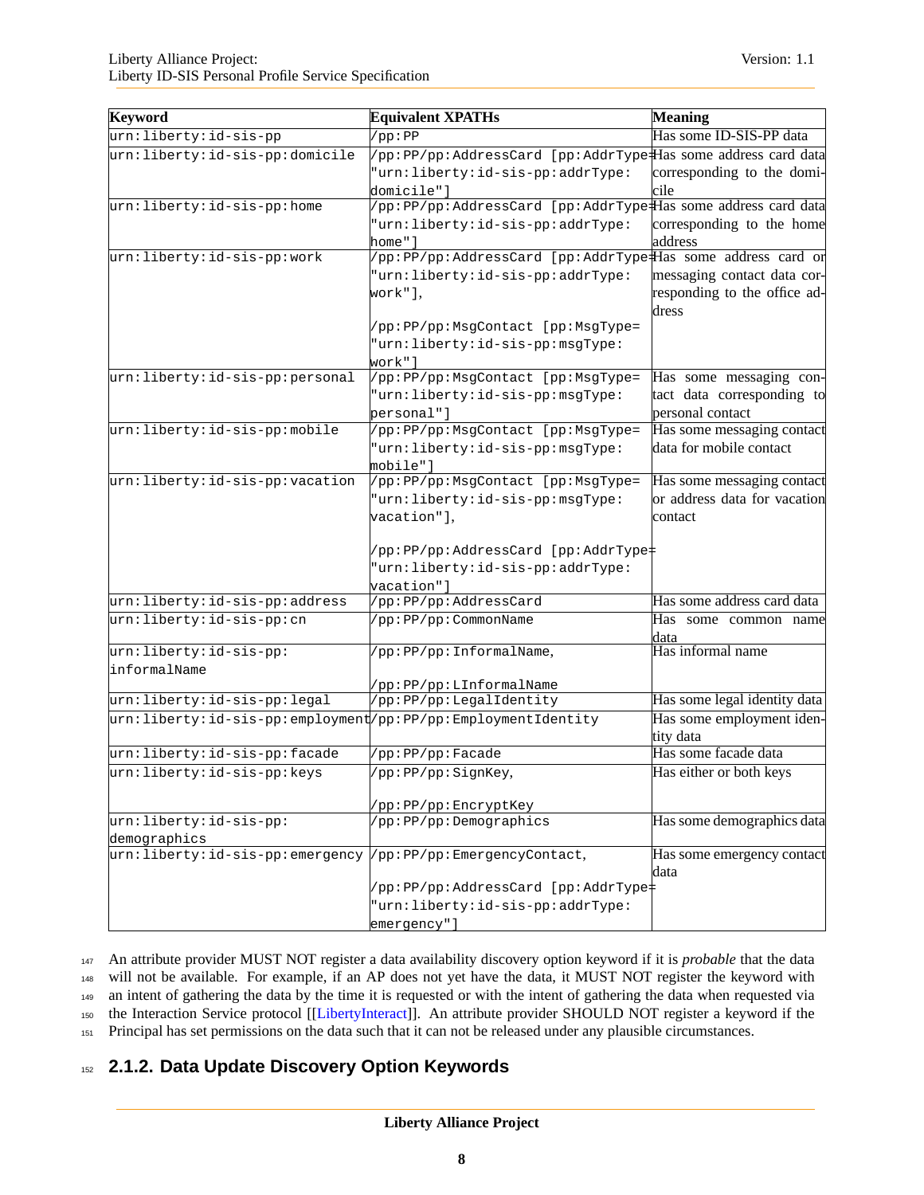| Keyword | Equivalent XPATHs | Meaning |
| --- | --- | --- |
| urn:liberty:id-sis-pp | /pp:PP | Has some ID-SIS-PP data |
| urn:liberty:id-sis-pp:domicile | /pp:PP/pp:AddressCard [pp:AddrType= "urn:liberty:id-sis-pp:addrType: domicile"] | Has some address card data corresponding to the domicile |
| urn:liberty:id-sis-pp:home | /pp:PP/pp:AddressCard [pp:AddrType= "urn:liberty:id-sis-pp:addrType: home"] | Has some address card data corresponding to the home address |
| urn:liberty:id-sis-pp:work | /pp:PP/pp:AddressCard [pp:AddrType= "urn:liberty:id-sis-pp:addrType: work"], /pp:PP/pp:MsgContact [pp:MsgType= "urn:liberty:id-sis-pp:msgType: work"] | Has some address card or messaging contact data corresponding to the office address |
| urn:liberty:id-sis-pp:personal | /pp:PP/pp:MsgContact [pp:MsgType= "urn:liberty:id-sis-pp:msgType: personal"] | Has some messaging contact data corresponding to personal contact |
| urn:liberty:id-sis-pp:mobile | /pp:PP/pp:MsgContact [pp:MsgType= "urn:liberty:id-sis-pp:msgType: mobile"] | Has some messaging contact data for mobile contact |
| urn:liberty:id-sis-pp:vacation | /pp:PP/pp:MsgContact [pp:MsgType= "urn:liberty:id-sis-pp:msgType: vacation"], /pp:PP/pp:AddressCard [pp:AddrType= "urn:liberty:id-sis-pp:addrType: vacation"] | Has some messaging contact or address data for vacation contact |
| urn:liberty:id-sis-pp:address | /pp:PP/pp:AddressCard | Has some address card data |
| urn:liberty:id-sis-pp:cn | /pp:PP/pp:CommonName | Has some common name data |
| urn:liberty:id-sis-pp: informalName | /pp:PP/pp:InformalName, /pp:PP/pp:LInformalName | Has informal name |
| urn:liberty:id-sis-pp:legal | /pp:PP/pp:LegalIdentity | Has some legal identity data |
| urn:liberty:id-sis-pp:employment | /pp:PP/pp:EmploymentIdentity | Has some employment identity data |
| urn:liberty:id-sis-pp:facade | /pp:PP/pp:Facade | Has some facade data |
| urn:liberty:id-sis-pp:keys | /pp:PP/pp:SignKey, /pp:PP/pp:EncryptKey | Has either or both keys |
| urn:liberty:id-sis-pp: demographics | /pp:PP/pp:Demographics | Has some demographics data |
| urn:liberty:id-sis-pp:emergency | /pp:PP/pp:EmergencyContact, /pp:PP/pp:AddressCard [pp:AddrType= "urn:liberty:id-sis-pp:addrType: emergency"] | Has some emergency contact data |

An attribute provider MUST NOT register a data availability discovery option keyword if it is *probable* that the data will not be available. For example, if an AP does not yet have the data, it MUST NOT register the keyword with an intent of gathering the data by the time it is requested or with the intent of gathering the data when requested via the Interaction Service protocol [[LibertyInteract]]. An attribute provider SHOULD NOT register a keyword if the Principal has set permissions on the data such that it can not be released under any plausible circumstances.

### 2.1.2. Data Update Discovery Option Keywords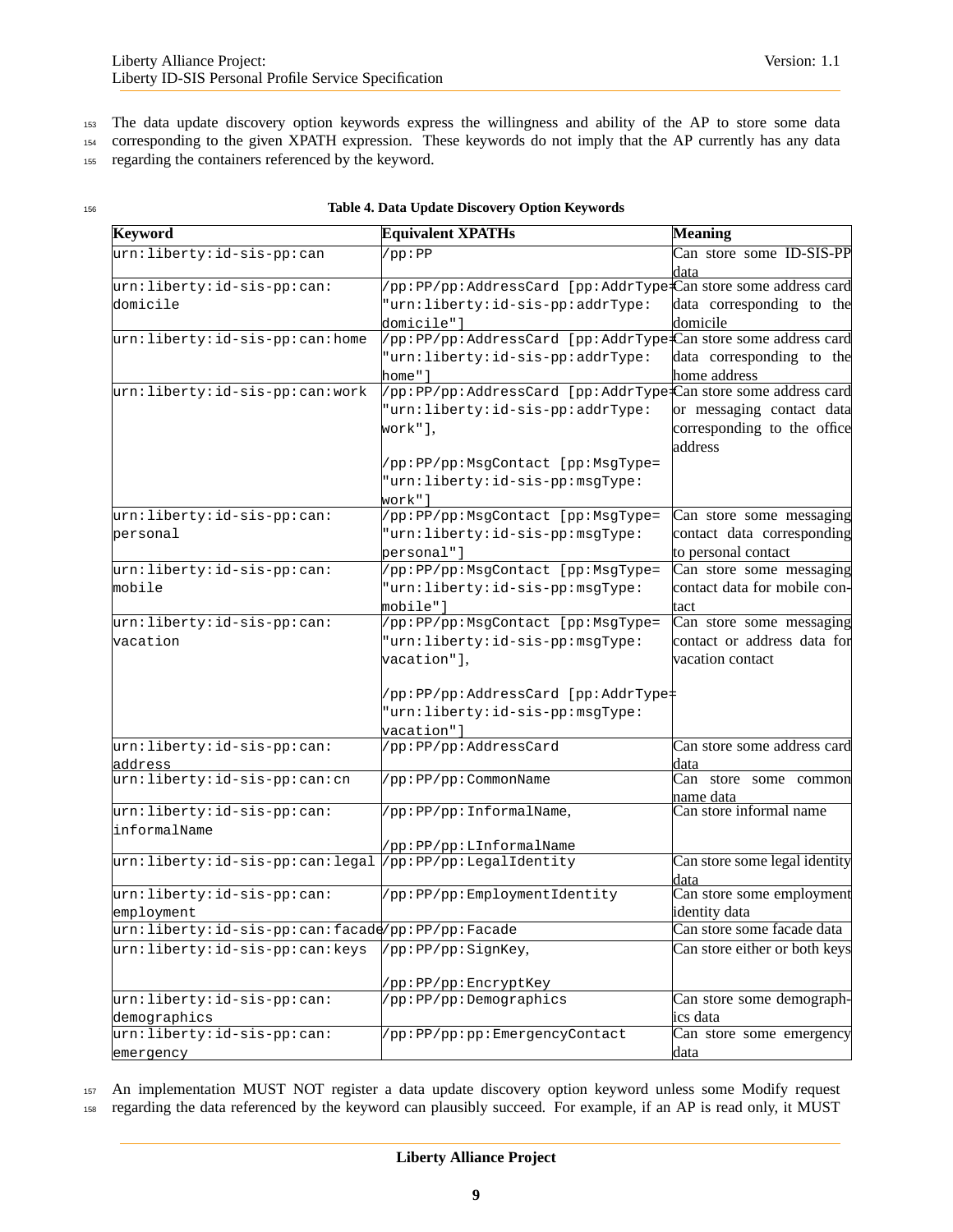The data update discovery option keywords express the willingness and ability of the AP to store some data corresponding to the given XPATH expression. These keywords do not imply that the AP currently has any data regarding the containers referenced by the keyword.

**Table 4. Data Update Discovery Option Keywords**

| Keyword | Equivalent XPATHs | Meaning |
|---|---|---|
| `urn:liberty:id-sis-pp:can` | `/pp:PP` | Can store some ID-SIS-PP data |
| `urn:liberty:id-sis-pp:can:domicile` | `/pp:PP/pp:AddressCard [pp:AddrType="urn:liberty:id-sis-pp:addrType:domicile"]` | Can store some address card data corresponding to the domicile |
| `urn:liberty:id-sis-pp:can:home` | `/pp:PP/pp:AddressCard [pp:AddrType="urn:liberty:id-sis-pp:addrType:home"]` | Can store some address card data corresponding to the home address |
| `urn:liberty:id-sis-pp:can:work` | `/pp:PP/pp:AddressCard [pp:AddrType="urn:liberty:id-sis-pp:addrType:work"]`, `/pp:PP/pp:MsgContact [pp:MsgType="urn:liberty:id-sis-pp:msgType:work"]` | Can store some address card or messaging contact data corresponding to the office address |
| `urn:liberty:id-sis-pp:can:personal` | `/pp:PP/pp:MsgContact [pp:MsgType="urn:liberty:id-sis-pp:msgType:personal"]` | Can store some messaging contact data corresponding to personal contact |
| `urn:liberty:id-sis-pp:can:mobile` | `/pp:PP/pp:MsgContact [pp:MsgType="urn:liberty:id-sis-pp:msgType:mobile"]` | Can store some messaging contact data for mobile contact |
| `urn:liberty:id-sis-pp:can:vacation` | `/pp:PP/pp:MsgContact [pp:MsgType="urn:liberty:id-sis-pp:msgType:vacation"]`, `/pp:PP/pp:AddressCard [pp:AddrType="urn:liberty:id-sis-pp:msgType:vacation"]` | Can store some messaging contact or address data for vacation contact |
| `urn:liberty:id-sis-pp:can:address` | `/pp:PP/pp:AddressCard` | Can store some address card data |
| `urn:liberty:id-sis-pp:can:cn` | `/pp:PP/pp:CommonName` | Can store some common name data |
| `urn:liberty:id-sis-pp:can:informalName` | `/pp:PP/pp:InformalName`, `/pp:PP/pp:LInformalName` | Can store informal name |
| `urn:liberty:id-sis-pp:can:legal` | `/pp:PP/pp:LegalIdentity` | Can store some legal identity data |
| `urn:liberty:id-sis-pp:can:employment` | `/pp:PP/pp:EmploymentIdentity` | Can store some employment identity data |
| `urn:liberty:id-sis-pp:can:facade` | `/pp:PP/pp:Facade` | Can store some facade data |
| `urn:liberty:id-sis-pp:can:keys` | `/pp:PP/pp:SignKey`, `/pp:PP/pp:EncryptKey` | Can store either or both keys |
| `urn:liberty:id-sis-pp:can:demographics` | `/pp:PP/pp:Demographics` | Can store some demographics data |
| `urn:liberty:id-sis-pp:can:emergency` | `/pp:PP/pp:pp:EmergencyContact` | Can store some emergency data |

An implementation MUST NOT register a data update discovery option keyword unless some Modify request regarding the data referenced by the keyword can plausibly succeed. For example, if an AP is read only, it MUST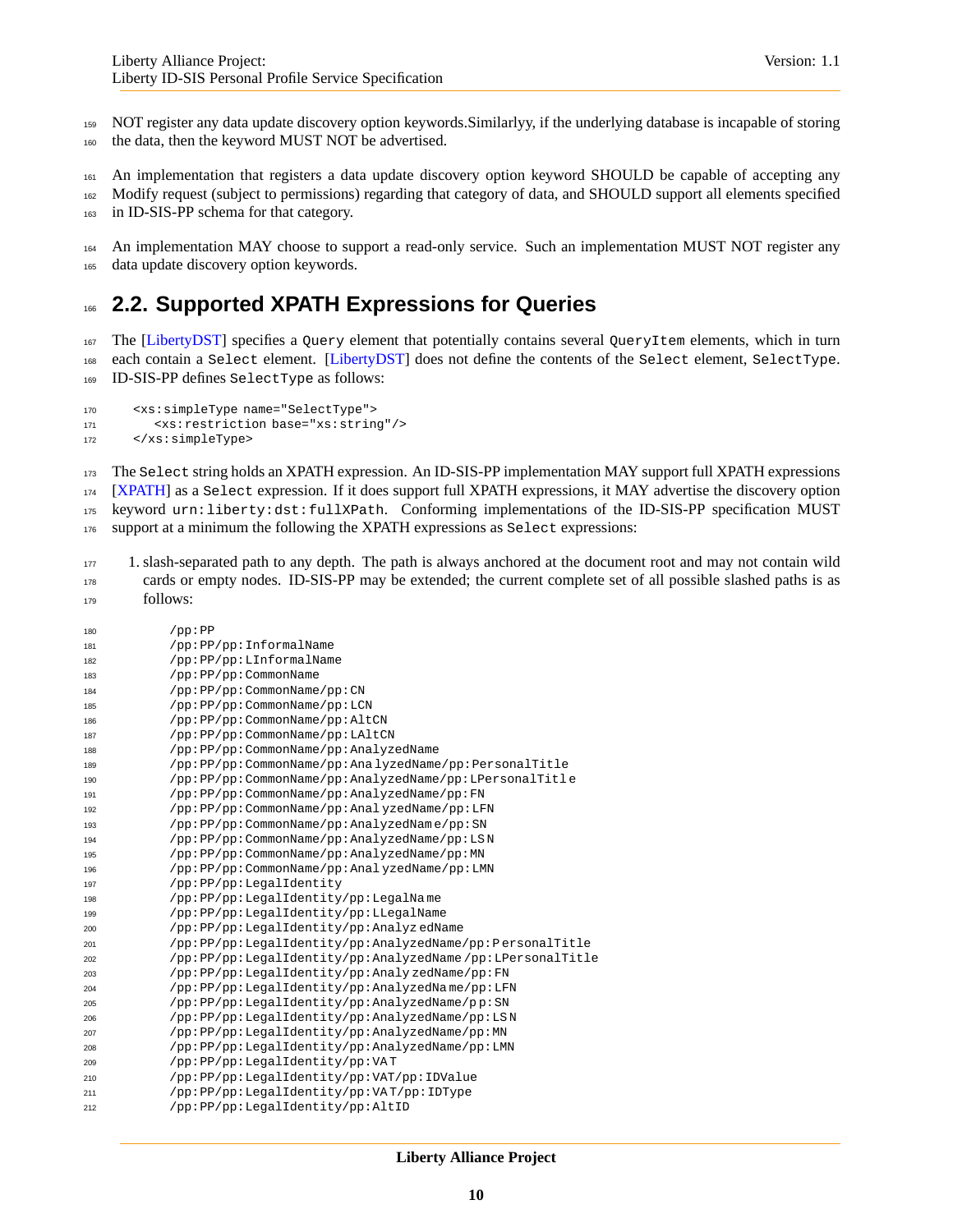NOT register any data update discovery option keywords.Similarlyy, if the underlying database is incapable of storing the data, then the keyword MUST NOT be advertised.

An implementation that registers a data update discovery option keyword SHOULD be capable of accepting any Modify request (subject to permissions) regarding that category of data, and SHOULD support all elements specified in ID-SIS-PP schema for that category.

An implementation MAY choose to support a read-only service. Such an implementation MUST NOT register any data update discovery option keywords.

## 2.2. Supported XPATH Expressions for Queries

The [LibertyDST] specifies a `Query` element that potentially contains several `QueryItem` elements, which in turn each contain a `Select` element. [LibertyDST] does not define the contents of the `Select` element, `SelectType`. ID-SIS-PP defines `SelectType` as follows:

```
<xs:simpleType name="SelectType">
   <xs:restriction base="xs:string"/>
</xs:simpleType>
```

The `Select` string holds an XPATH expression. An ID-SIS-PP implementation MAY support full XPATH expressions [XPATH] as a `Select` expression. If it does support full XPATH expressions, it MAY advertise the discovery option keyword `urn:liberty:dst:fullXPath`. Conforming implementations of the ID-SIS-PP specification MUST support at a minimum the following the XPATH expressions as `Select` expressions:

1. slash-separated path to any depth. The path is always anchored at the document root and may not contain wild cards or empty nodes. ID-SIS-PP may be extended; the current complete set of all possible slashed paths is as follows:

```
/pp:PP
/pp:PP/pp:InformalName
/pp:PP/pp:LInformalName
/pp:PP/pp:CommonName
/pp:PP/pp:CommonName/pp:CN
/pp:PP/pp:CommonName/pp:LCN
/pp:PP/pp:CommonName/pp:AltCN
/pp:PP/pp:CommonName/pp:LAltCN
/pp:PP/pp:CommonName/pp:AnalyzedName
/pp:PP/pp:CommonName/pp:AnalyzedName/pp:PersonalTitle
/pp:PP/pp:CommonName/pp:AnalyzedName/pp:LPersonalTitle
/pp:PP/pp:CommonName/pp:AnalyzedName/pp:FN
/pp:PP/pp:CommonName/pp:AnalyzedName/pp:LFN
/pp:PP/pp:CommonName/pp:AnalyzedName/pp:SN
/pp:PP/pp:CommonName/pp:AnalyzedName/pp:LSN
/pp:PP/pp:CommonName/pp:AnalyzedName/pp:MN
/pp:PP/pp:CommonName/pp:AnalyzedName/pp:LMN
/pp:PP/pp:LegalIdentity
/pp:PP/pp:LegalIdentity/pp:LegalName
/pp:PP/pp:LegalIdentity/pp:LLegalName
/pp:PP/pp:LegalIdentity/pp:AnalyzedName
/pp:PP/pp:LegalIdentity/pp:AnalyzedName/pp:PersonalTitle
/pp:PP/pp:LegalIdentity/pp:AnalyzedName/pp:LPersonalTitle
/pp:PP/pp:LegalIdentity/pp:AnalyzedName/pp:FN
/pp:PP/pp:LegalIdentity/pp:AnalyzedName/pp:LFN
/pp:PP/pp:LegalIdentity/pp:AnalyzedName/pp:SN
/pp:PP/pp:LegalIdentity/pp:AnalyzedName/pp:LSN
/pp:PP/pp:LegalIdentity/pp:AnalyzedName/pp:MN
/pp:PP/pp:LegalIdentity/pp:AnalyzedName/pp:LMN
/pp:PP/pp:LegalIdentity/pp:VAT
/pp:PP/pp:LegalIdentity/pp:VAT/pp:IDValue
/pp:PP/pp:LegalIdentity/pp:VAT/pp:IDType
/pp:PP/pp:LegalIdentity/pp:AltID
```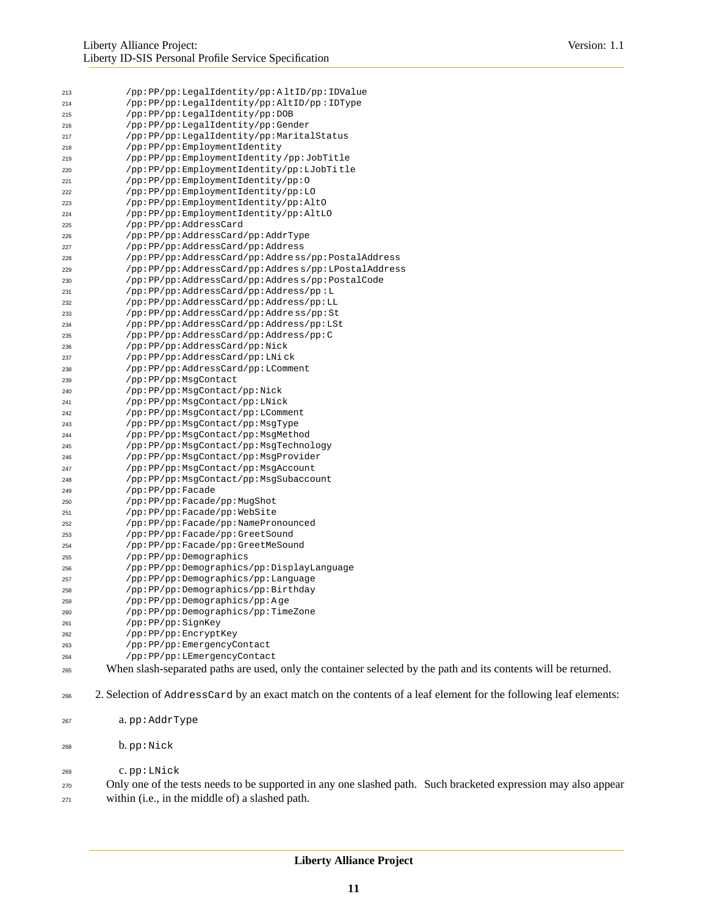```
/pp:PP/pp:LegalIdentity/pp:AltID/pp:IDValue
/pp:PP/pp:LegalIdentity/pp:AltID/pp:IDType
/pp:PP/pp:LegalIdentity/pp:DOB
/pp:PP/pp:LegalIdentity/pp:Gender
/pp:PP/pp:LegalIdentity/pp:MaritalStatus
/pp:PP/pp:EmploymentIdentity
/pp:PP/pp:EmploymentIdentity/pp:JobTitle
/pp:PP/pp:EmploymentIdentity/pp:LJobTitle
/pp:PP/pp:EmploymentIdentity/pp:O
/pp:PP/pp:EmploymentIdentity/pp:LO
/pp:PP/pp:EmploymentIdentity/pp:AltO
/pp:PP/pp:EmploymentIdentity/pp:AltLO
/pp:PP/pp:AddressCard
/pp:PP/pp:AddressCard/pp:AddrType
/pp:PP/pp:AddressCard/pp:Address
/pp:PP/pp:AddressCard/pp:Address/pp:PostalAddress
/pp:PP/pp:AddressCard/pp:Address/pp:LPostalAddress
/pp:PP/pp:AddressCard/pp:Address/pp:PostalCode
/pp:PP/pp:AddressCard/pp:Address/pp:L
/pp:PP/pp:AddressCard/pp:Address/pp:LL
/pp:PP/pp:AddressCard/pp:Address/pp:St
/pp:PP/pp:AddressCard/pp:Address/pp:LSt
/pp:PP/pp:AddressCard/pp:Address/pp:C
/pp:PP/pp:AddressCard/pp:Nick
/pp:PP/pp:AddressCard/pp:LNick
/pp:PP/pp:AddressCard/pp:LComment
/pp:PP/pp:MsgContact
/pp:PP/pp:MsgContact/pp:Nick
/pp:PP/pp:MsgContact/pp:LNick
/pp:PP/pp:MsgContact/pp:LComment
/pp:PP/pp:MsgContact/pp:MsgType
/pp:PP/pp:MsgContact/pp:MsgMethod
/pp:PP/pp:MsgContact/pp:MsgTechnology
/pp:PP/pp:MsgContact/pp:MsgProvider
/pp:PP/pp:MsgContact/pp:MsgAccount
/pp:PP/pp:MsgContact/pp:MsgSubaccount
/pp:PP/pp:Facade
/pp:PP/pp:Facade/pp:MugShot
/pp:PP/pp:Facade/pp:WebSite
/pp:PP/pp:Facade/pp:NamePronounced
/pp:PP/pp:Facade/pp:GreetSound
/pp:PP/pp:Facade/pp:GreetMeSound
/pp:PP/pp:Demographics
/pp:PP/pp:Demographics/pp:DisplayLanguage
/pp:PP/pp:Demographics/pp:Language
/pp:PP/pp:Demographics/pp:Birthday
/pp:PP/pp:Demographics/pp:Age
/pp:PP/pp:Demographics/pp:TimeZone
/pp:PP/pp:SignKey
/pp:PP/pp:EncryptKey
/pp:PP/pp:EmergencyContact
/pp:PP/pp:LEmergencyContact
```

When slash-separated paths are used, only the container selected by the path and its contents will be returned.

2. Selection of `AddressCard` by an exact match on the contents of a leaf element for the following leaf elements:

   a. `pp:AddrType`

   b. `pp:Nick`

   c. `pp:LNick`

   Only one of the tests needs to be supported in any one slashed path. Such bracketed expression may also appear within (i.e., in the middle of) a slashed path.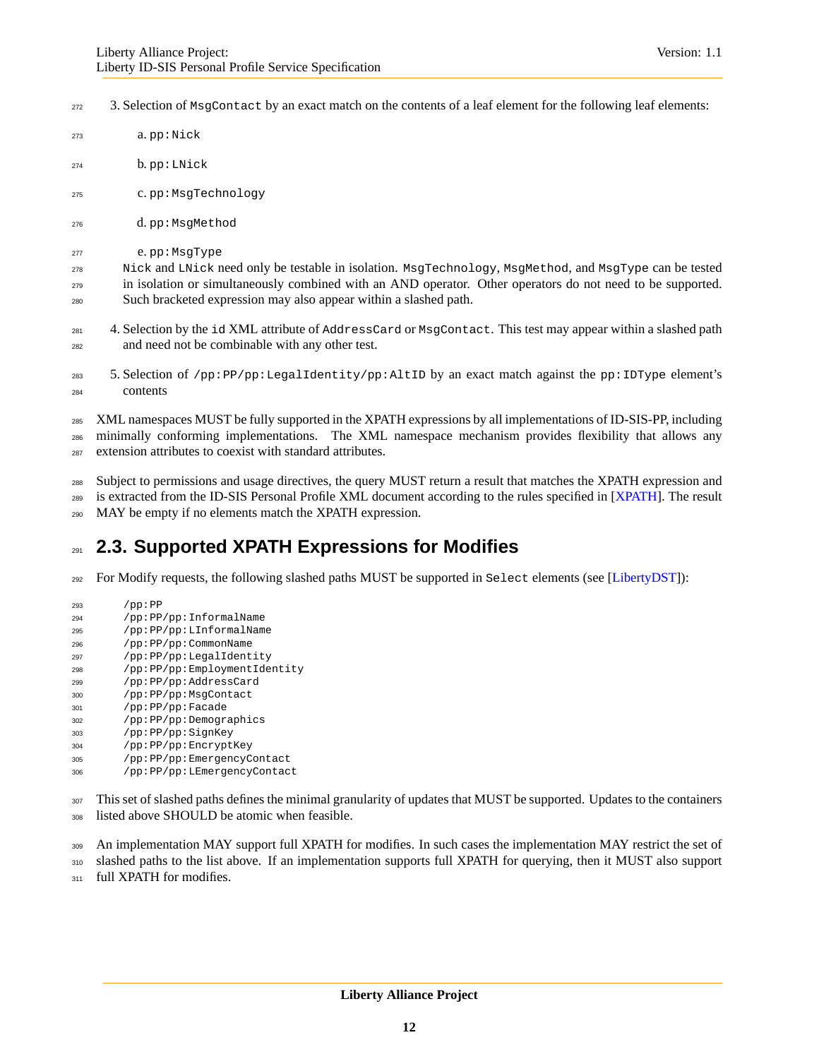3. Selection of `MsgContact` by an exact match on the contents of a leaf element for the following leaf elements:

   a. `pp:Nick`

   b. `pp:LNick`

   c. `pp:MsgTechnology`

   d. `pp:MsgMethod`

   e. `pp:MsgType`

   `Nick` and `LNick` need only be testable in isolation. `MsgTechnology`, `MsgMethod`, and `MsgType` can be tested in isolation or simultaneously combined with an AND operator. Other operators do not need to be supported. Such bracketed expression may also appear within a slashed path.

4. Selection by the `id` XML attribute of `AddressCard` or `MsgContact`. This test may appear within a slashed path and need not be combinable with any other test.

5. Selection of `/pp:PP/pp:LegalIdentity/pp:AltID` by an exact match against the `pp:IDType` element's contents

XML namespaces MUST be fully supported in the XPATH expressions by all implementations of ID-SIS-PP, including minimally conforming implementations. The XML namespace mechanism provides flexibility that allows any extension attributes to coexist with standard attributes.

Subject to permissions and usage directives, the query MUST return a result that matches the XPATH expression and is extracted from the ID-SIS Personal Profile XML document according to the rules specified in [XPATH]. The result MAY be empty if no elements match the XPATH expression.

## 2.3. Supported XPATH Expressions for Modifies

For Modify requests, the following slashed paths MUST be supported in `Select` elements (see [LibertyDST]):

```
/pp:PP
/pp:PP/pp:InformalName
/pp:PP/pp:LInformalName
/pp:PP/pp:CommonName
/pp:PP/pp:LegalIdentity
/pp:PP/pp:EmploymentIdentity
/pp:PP/pp:AddressCard
/pp:PP/pp:MsgContact
/pp:PP/pp:Facade
/pp:PP/pp:Demographics
/pp:PP/pp:SignKey
/pp:PP/pp:EncryptKey
/pp:PP/pp:EmergencyContact
/pp:PP/pp:LEmergencyContact
```

This set of slashed paths defines the minimal granularity of updates that MUST be supported. Updates to the containers listed above SHOULD be atomic when feasible.

An implementation MAY support full XPATH for modifies. In such cases the implementation MAY restrict the set of slashed paths to the list above. If an implementation supports full XPATH for querying, then it MUST also support full XPATH for modifies.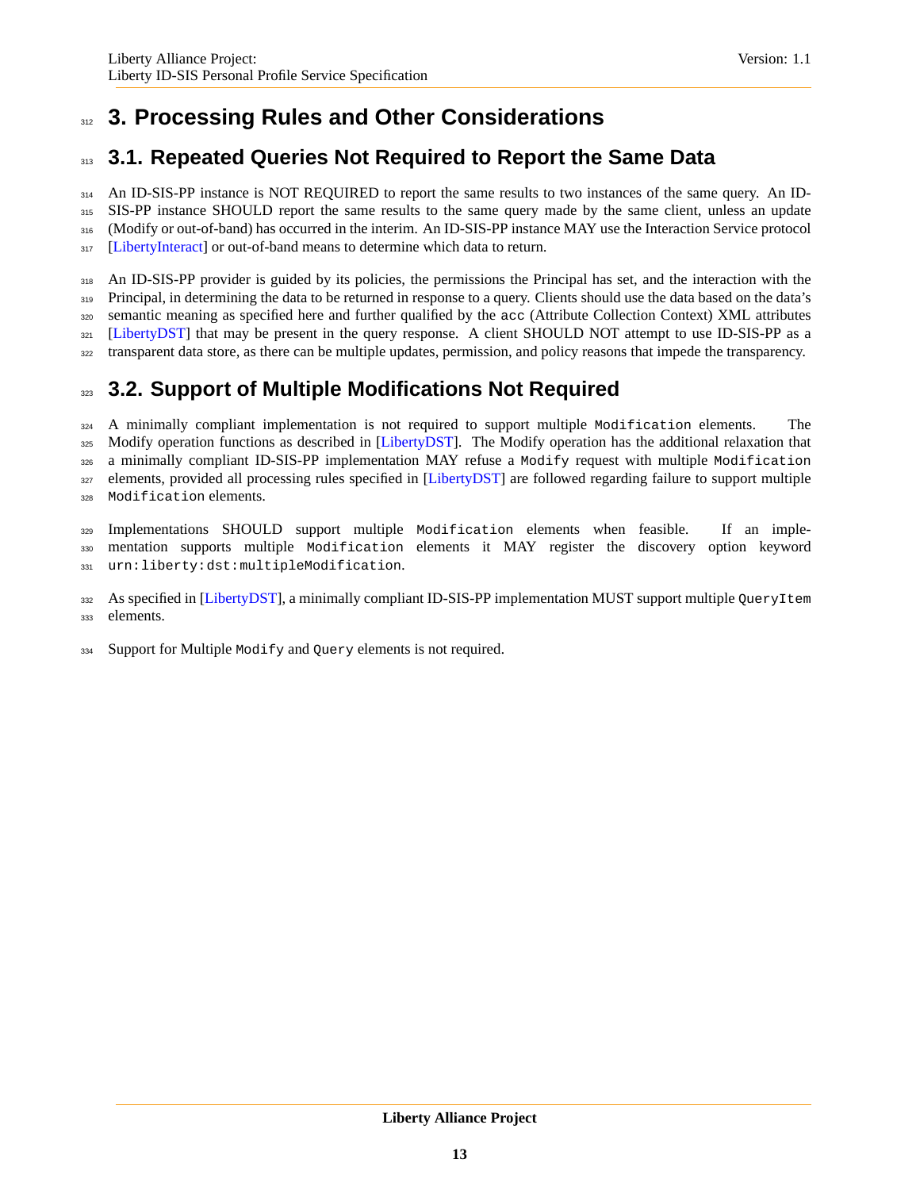# 3. Processing Rules and Other Considerations

## 3.1. Repeated Queries Not Required to Report the Same Data

An ID-SIS-PP instance is NOT REQUIRED to report the same results to two instances of the same query. An ID-SIS-PP instance SHOULD report the same results to the same query made by the same client, unless an update (Modify or out-of-band) has occurred in the interim. An ID-SIS-PP instance MAY use the Interaction Service protocol [LibertyInteract] or out-of-band means to determine which data to return.

An ID-SIS-PP provider is guided by its policies, the permissions the Principal has set, and the interaction with the Principal, in determining the data to be returned in response to a query. Clients should use the data based on the data's semantic meaning as specified here and further qualified by the `acc` (Attribute Collection Context) XML attributes [LibertyDST] that may be present in the query response. A client SHOULD NOT attempt to use ID-SIS-PP as a transparent data store, as there can be multiple updates, permission, and policy reasons that impede the transparency.

## 3.2. Support of Multiple Modifications Not Required

A minimally compliant implementation is not required to support multiple `Modification` elements. The Modify operation functions as described in [LibertyDST]. The Modify operation has the additional relaxation that a minimally compliant ID-SIS-PP implementation MAY refuse a `Modify` request with multiple `Modification` elements, provided all processing rules specified in [LibertyDST] are followed regarding failure to support multiple `Modification` elements.

Implementations SHOULD support multiple `Modification` elements when feasible. If an implementation supports multiple `Modification` elements it MAY register the discovery option keyword `urn:liberty:dst:multipleModification`.

As specified in [LibertyDST], a minimally compliant ID-SIS-PP implementation MUST support multiple `QueryItem` elements.

Support for Multiple `Modify` and `Query` elements is not required.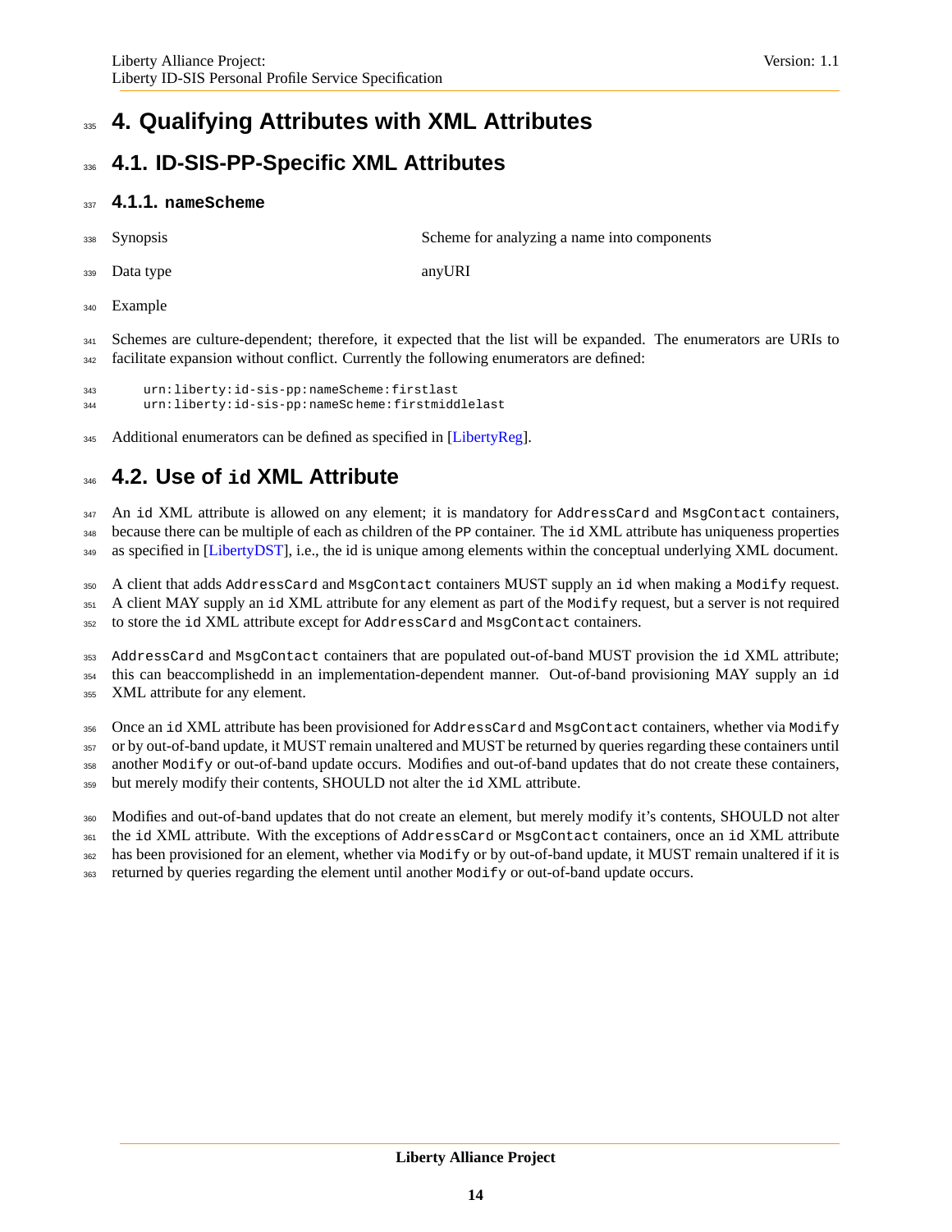# 4. Qualifying Attributes with XML Attributes

## 4.1. ID-SIS-PP-Specific XML Attributes

### 4.1.1. nameScheme

Synopsis Scheme for analyzing a name into components

Data type anyURI

Example

Schemes are culture-dependent; therefore, it expected that the list will be expanded. The enumerators are URIs to facilitate expansion without conflict. Currently the following enumerators are defined:

```
urn:liberty:id-sis-pp:nameScheme:firstlast
urn:liberty:id-sis-pp:nameScheme:firstmiddlelast
```

Additional enumerators can be defined as specified in [LibertyReg].

## 4.2. Use of id XML Attribute

An id XML attribute is allowed on any element; it is mandatory for AddressCard and MsgContact containers, because there can be multiple of each as children of the PP container. The id XML attribute has uniqueness properties as specified in [LibertyDST], i.e., the id is unique among elements within the conceptual underlying XML document.

A client that adds AddressCard and MsgContact containers MUST supply an id when making a Modify request. A client MAY supply an id XML attribute for any element as part of the Modify request, but a server is not required to store the id XML attribute except for AddressCard and MsgContact containers.

AddressCard and MsgContact containers that are populated out-of-band MUST provision the id XML attribute; this can beaccomplishedd in an implementation-dependent manner. Out-of-band provisioning MAY supply an id XML attribute for any element.

Once an id XML attribute has been provisioned for AddressCard and MsgContact containers, whether via Modify or by out-of-band update, it MUST remain unaltered and MUST be returned by queries regarding these containers until another Modify or out-of-band update occurs. Modifies and out-of-band updates that do not create these containers, but merely modify their contents, SHOULD not alter the id XML attribute.

Modifies and out-of-band updates that do not create an element, but merely modify it's contents, SHOULD not alter the id XML attribute. With the exceptions of AddressCard or MsgContact containers, once an id XML attribute has been provisioned for an element, whether via Modify or by out-of-band update, it MUST remain unaltered if it is returned by queries regarding the element until another Modify or out-of-band update occurs.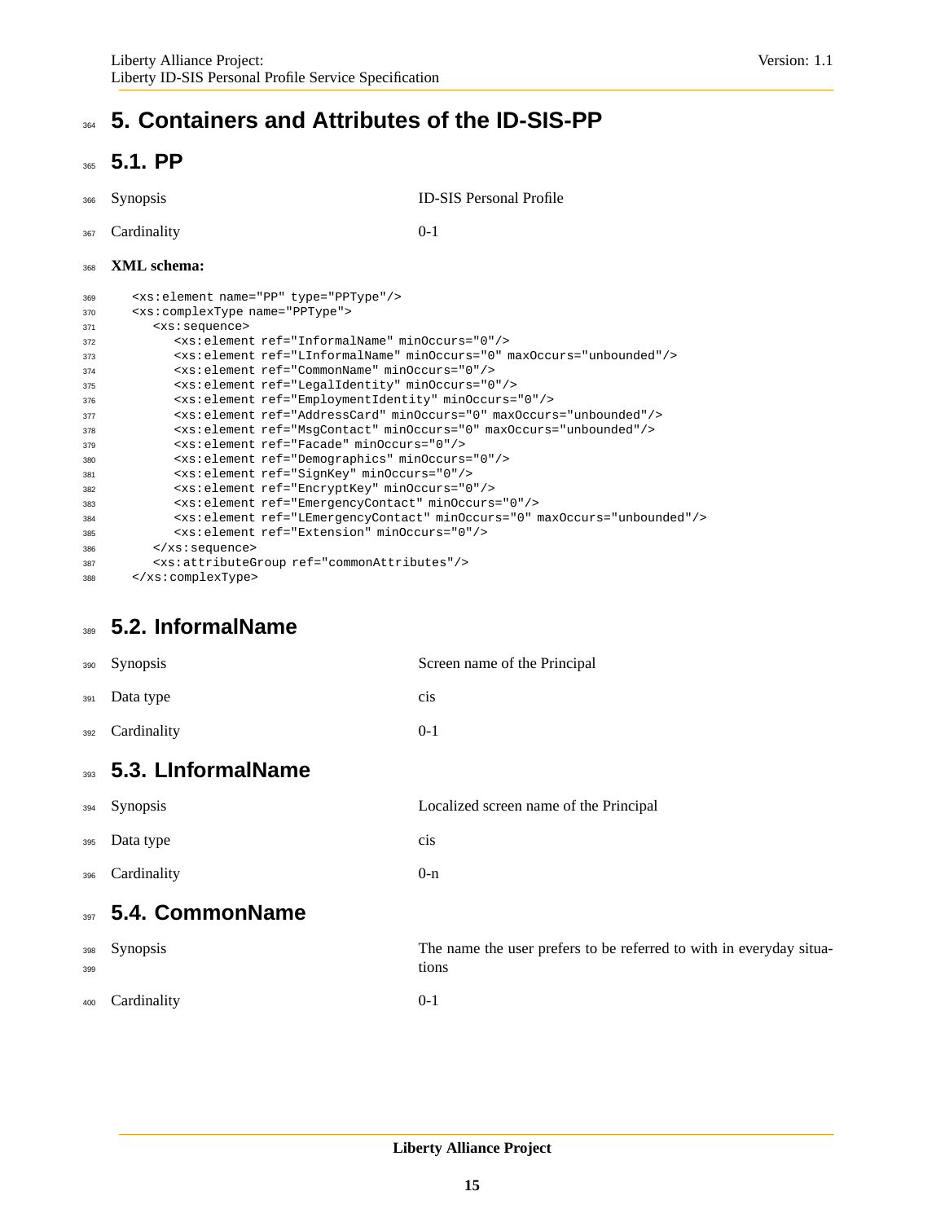# 5. Containers and Attributes of the ID-SIS-PP

## 5.1. PP

| | |
|---|---|
| Synopsis | ID-SIS Personal Profile |
| Cardinality | 0-1 |

**XML schema:**

```
<xs:element name="PP" type="PPType"/>
<xs:complexType name="PPType">
   <xs:sequence>
      <xs:element ref="InformalName" minOccurs="0"/>
      <xs:element ref="LInformalName" minOccurs="0" maxOccurs="unbounded"/>
      <xs:element ref="CommonName" minOccurs="0"/>
      <xs:element ref="LegalIdentity" minOccurs="0"/>
      <xs:element ref="EmploymentIdentity" minOccurs="0"/>
      <xs:element ref="AddressCard" minOccurs="0" maxOccurs="unbounded"/>
      <xs:element ref="MsgContact" minOccurs="0" maxOccurs="unbounded"/>
      <xs:element ref="Facade" minOccurs="0"/>
      <xs:element ref="Demographics" minOccurs="0"/>
      <xs:element ref="SignKey" minOccurs="0"/>
      <xs:element ref="EncryptKey" minOccurs="0"/>
      <xs:element ref="EmergencyContact" minOccurs="0"/>
      <xs:element ref="LEmergencyContact" minOccurs="0" maxOccurs="unbounded"/>
      <xs:element ref="Extension" minOccurs="0"/>
   </xs:sequence>
   <xs:attributeGroup ref="commonAttributes"/>
</xs:complexType>
```

## 5.2. InformalName

| | |
|---|---|
| Synopsis | Screen name of the Principal |
| Data type | cis |
| Cardinality | 0-1 |

## 5.3. LInformalName

| | |
|---|---|
| Synopsis | Localized screen name of the Principal |
| Data type | cis |
| Cardinality | 0-n |

## 5.4. CommonName

| | |
|---|---|
| Synopsis | The name the user prefers to be referred to with in everyday situations |
| Cardinality | 0-1 |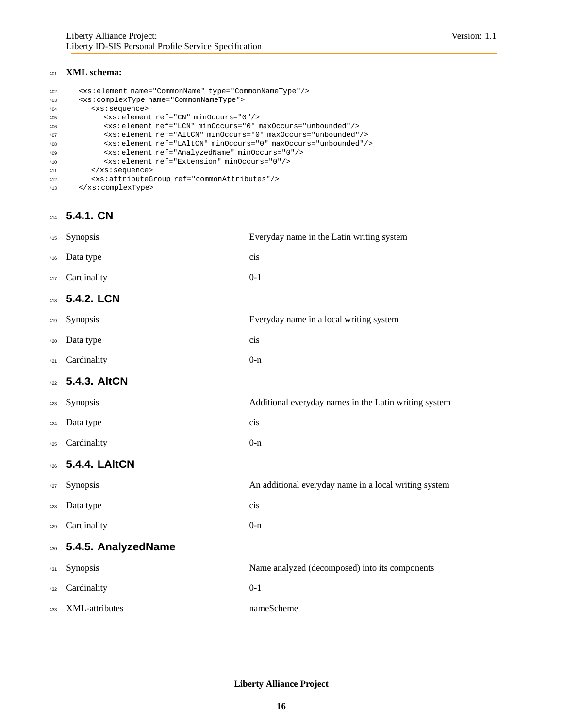**XML schema:**

```
<xs:element name="CommonName" type="CommonNameType"/>
<xs:complexType name="CommonNameType">
   <xs:sequence>
      <xs:element ref="CN" minOccurs="0"/>
      <xs:element ref="LCN" minOccurs="0" maxOccurs="unbounded"/>
      <xs:element ref="AltCN" minOccurs="0" maxOccurs="unbounded"/>
      <xs:element ref="LAltCN" minOccurs="0" maxOccurs="unbounded"/>
      <xs:element ref="AnalyzedName" minOccurs="0"/>
      <xs:element ref="Extension" minOccurs="0"/>
   </xs:sequence>
   <xs:attributeGroup ref="commonAttributes"/>
</xs:complexType>
```

### 5.4.1. CN

| | |
|---|---|
| Synopsis | Everyday name in the Latin writing system |
| Data type | cis |
| Cardinality | 0-1 |

### 5.4.2. LCN

| | |
|---|---|
| Synopsis | Everyday name in a local writing system |
| Data type | cis |
| Cardinality | 0-n |

### 5.4.3. AltCN

| | |
|---|---|
| Synopsis | Additional everyday names in the Latin writing system |
| Data type | cis |
| Cardinality | 0-n |

### 5.4.4. LAltCN

| | |
|---|---|
| Synopsis | An additional everyday name in a local writing system |
| Data type | cis |
| Cardinality | 0-n |

### 5.4.5. AnalyzedName

| | |
|---|---|
| Synopsis | Name analyzed (decomposed) into its components |
| Cardinality | 0-1 |
| XML-attributes | nameScheme |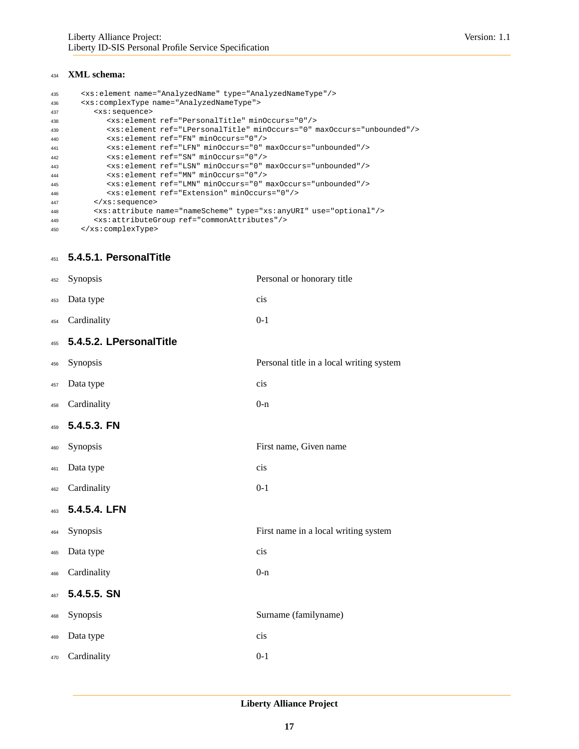**XML schema:**

```
<xs:element name="AnalyzedName" type="AnalyzedNameType"/>
<xs:complexType name="AnalyzedNameType">
   <xs:sequence>
      <xs:element ref="PersonalTitle" minOccurs="0"/>
      <xs:element ref="LPersonalTitle" minOccurs="0" maxOccurs="unbounded"/>
      <xs:element ref="FN" minOccurs="0"/>
      <xs:element ref="LFN" minOccurs="0" maxOccurs="unbounded"/>
      <xs:element ref="SN" minOccurs="0"/>
      <xs:element ref="LSN" minOccurs="0" maxOccurs="unbounded"/>
      <xs:element ref="MN" minOccurs="0"/>
      <xs:element ref="LMN" minOccurs="0" maxOccurs="unbounded"/>
      <xs:element ref="Extension" minOccurs="0"/>
   </xs:sequence>
   <xs:attribute name="nameScheme" type="xs:anyURI" use="optional"/>
   <xs:attributeGroup ref="commonAttributes"/>
</xs:complexType>
```

#### 5.4.5.1. PersonalTitle

| | |
|---|---|
| Synopsis | Personal or honorary title |
| Data type | cis |
| Cardinality | 0-1 |

#### 5.4.5.2. LPersonalTitle

| | |
|---|---|
| Synopsis | Personal title in a local writing system |
| Data type | cis |
| Cardinality | 0-n |

#### 5.4.5.3. FN

| | |
|---|---|
| Synopsis | First name, Given name |
| Data type | cis |
| Cardinality | 0-1 |

#### 5.4.5.4. LFN

| | |
|---|---|
| Synopsis | First name in a local writing system |
| Data type | cis |
| Cardinality | 0-n |

#### 5.4.5.5. SN

| | |
|---|---|
| Synopsis | Surname (familyname) |
| Data type | cis |
| Cardinality | 0-1 |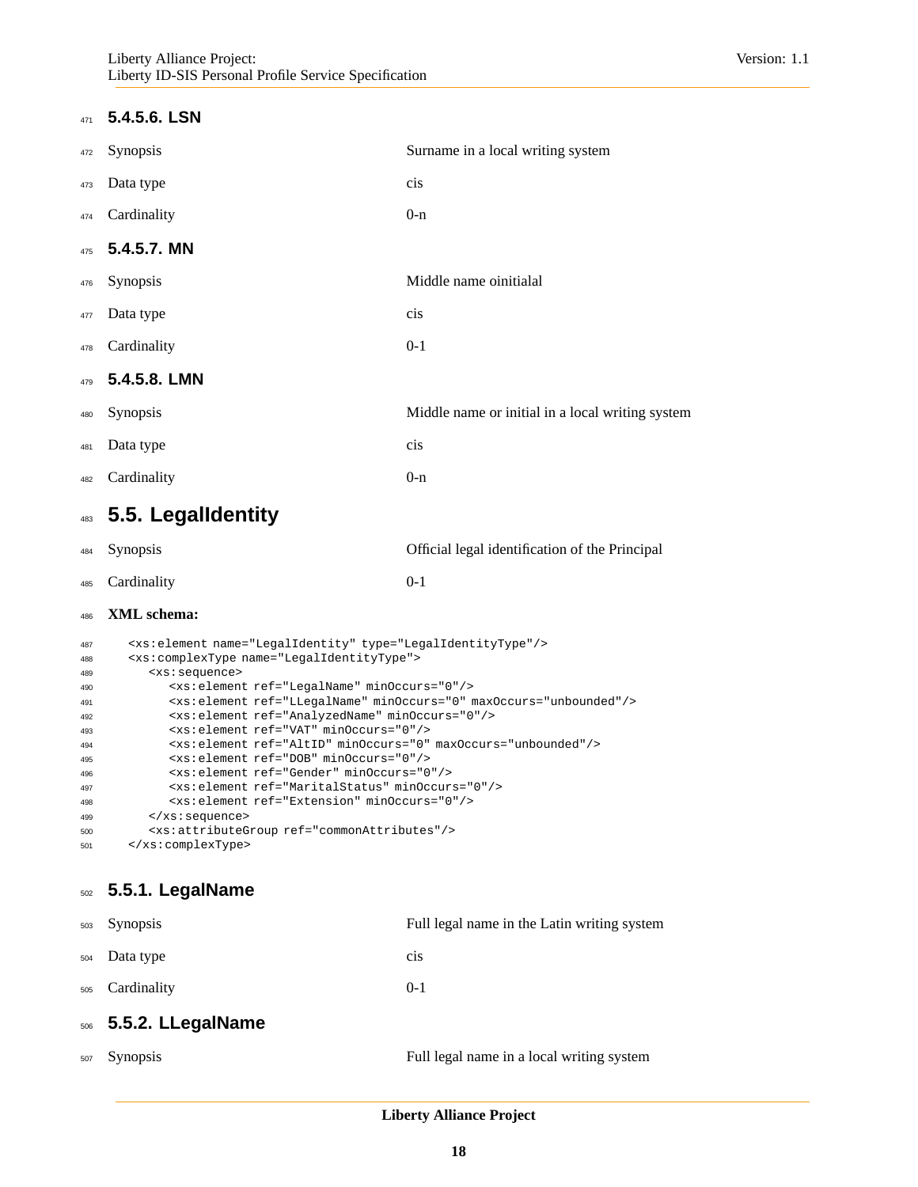#### 5.4.5.6. LSN

| | |
|---|---|
| Synopsis | Surname in a local writing system |
| Data type | cis |
| Cardinality | 0-n |

#### 5.4.5.7. MN

| | |
|---|---|
| Synopsis | Middle name oinitialal |
| Data type | cis |
| Cardinality | 0-1 |

#### 5.4.5.8. LMN

| | |
|---|---|
| Synopsis | Middle name or initial in a local writing system |
| Data type | cis |
| Cardinality | 0-n |

## 5.5. LegalIdentity

| | |
|---|---|
| Synopsis | Official legal identification of the Principal |
| Cardinality | 0-1 |

**XML schema:**

```
<xs:element name="LegalIdentity" type="LegalIdentityType"/>
<xs:complexType name="LegalIdentityType">
   <xs:sequence>
      <xs:element ref="LegalName" minOccurs="0"/>
      <xs:element ref="LLegalName" minOccurs="0" maxOccurs="unbounded"/>
      <xs:element ref="AnalyzedName" minOccurs="0"/>
      <xs:element ref="VAT" minOccurs="0"/>
      <xs:element ref="AltID" minOccurs="0" maxOccurs="unbounded"/>
      <xs:element ref="DOB" minOccurs="0"/>
      <xs:element ref="Gender" minOccurs="0"/>
      <xs:element ref="MaritalStatus" minOccurs="0"/>
      <xs:element ref="Extension" minOccurs="0"/>
   </xs:sequence>
   <xs:attributeGroup ref="commonAttributes"/>
</xs:complexType>
```

### 5.5.1. LegalName

| | |
|---|---|
| Synopsis | Full legal name in the Latin writing system |
| Data type | cis |
| Cardinality | 0-1 |

### 5.5.2. LLegalName

| | |
|---|---|
| Synopsis | Full legal name in a local writing system |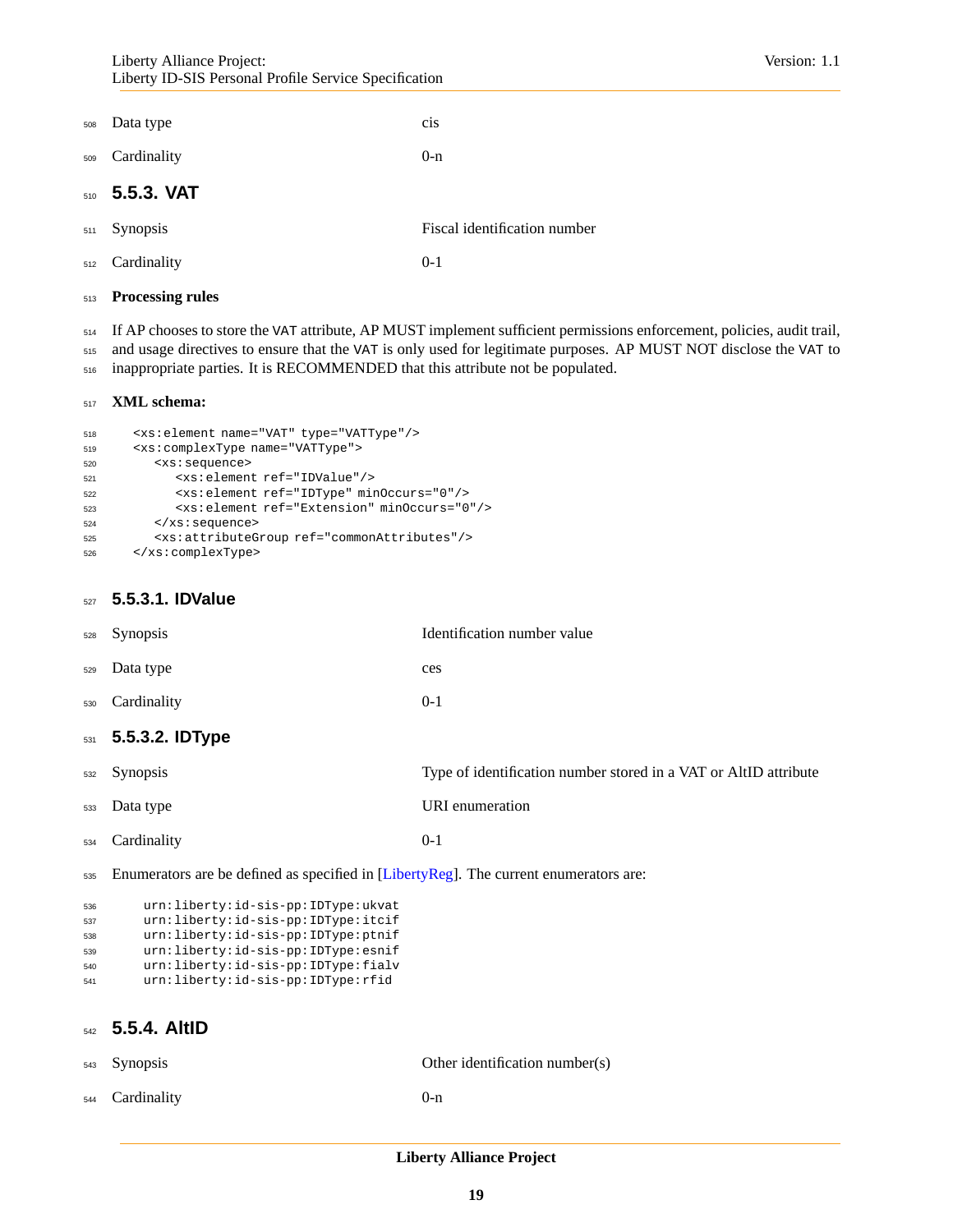| | |
|---|---|
| Data type | cis |
| Cardinality | 0-n |

### 5.5.3. VAT

| | |
|---|---|
| Synopsis | Fiscal identification number |
| Cardinality | 0-1 |

**Processing rules**

If AP chooses to store the VAT attribute, AP MUST implement sufficient permissions enforcement, policies, audit trail, and usage directives to ensure that the VAT is only used for legitimate purposes. AP MUST NOT disclose the VAT to inappropriate parties. It is RECOMMENDED that this attribute not be populated.

**XML schema:**

```
<xs:element name="VAT" type="VATType"/>
<xs:complexType name="VATType">
   <xs:sequence>
      <xs:element ref="IDValue"/>
      <xs:element ref="IDType" minOccurs="0"/>
      <xs:element ref="Extension" minOccurs="0"/>
   </xs:sequence>
   <xs:attributeGroup ref="commonAttributes"/>
</xs:complexType>
```

#### 5.5.3.1. IDValue

| | |
|---|---|
| Synopsis | Identification number value |
| Data type | ces |
| Cardinality | 0-1 |

#### 5.5.3.2. IDType

| | |
|---|---|
| Synopsis | Type of identification number stored in a VAT or AltID attribute |
| Data type | URI enumeration |
| Cardinality | 0-1 |

Enumerators are be defined as specified in [LibertyReg]. The current enumerators are:

```
urn:liberty:id-sis-pp:IDType:ukvat
urn:liberty:id-sis-pp:IDType:itcif
urn:liberty:id-sis-pp:IDType:ptnif
urn:liberty:id-sis-pp:IDType:esnif
urn:liberty:id-sis-pp:IDType:fialv
urn:liberty:id-sis-pp:IDType:rfid
```

### 5.5.4. AltID

| | |
|---|---|
| Synopsis | Other identification number(s) |
| Cardinality | 0-n |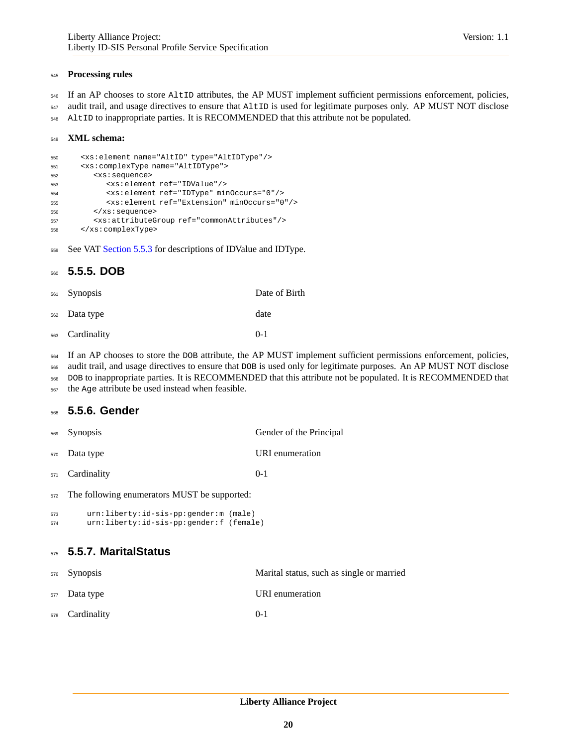**Processing rules**

If an AP chooses to store `AltID` attributes, the AP MUST implement sufficient permissions enforcement, policies, audit trail, and usage directives to ensure that `AltID` is used for legitimate purposes only. AP MUST NOT disclose `AltID` to inappropriate parties. It is RECOMMENDED that this attribute not be populated.

**XML schema:**

```
<xs:element name="AltID" type="AltIDType"/>
<xs:complexType name="AltIDType">
   <xs:sequence>
      <xs:element ref="IDValue"/>
      <xs:element ref="IDType" minOccurs="0"/>
      <xs:element ref="Extension" minOccurs="0"/>
   </xs:sequence>
   <xs:attributeGroup ref="commonAttributes"/>
</xs:complexType>
```

See VAT Section 5.5.3 for descriptions of IDValue and IDType.

### 5.5.5. DOB

| | |
|---|---|
| Synopsis | Date of Birth |
| Data type | date |
| Cardinality | 0-1 |

If an AP chooses to store the `DOB` attribute, the AP MUST implement sufficient permissions enforcement, policies, audit trail, and usage directives to ensure that `DOB` is used only for legitimate purposes. An AP MUST NOT disclose `DOB` to inappropriate parties. It is RECOMMENDED that this attribute not be populated. It is RECOMMENDED that the `Age` attribute be used instead when feasible.

### 5.5.6. Gender

| | |
|---|---|
| Synopsis | Gender of the Principal |
| Data type | URI enumeration |
| Cardinality | 0-1 |

The following enumerators MUST be supported:

```
urn:liberty:id-sis-pp:gender:m (male)
urn:liberty:id-sis-pp:gender:f (female)
```

### 5.5.7. MaritalStatus

| | |
|---|---|
| Synopsis | Marital status, such as single or married |
| Data type | URI enumeration |
| Cardinality | 0-1 |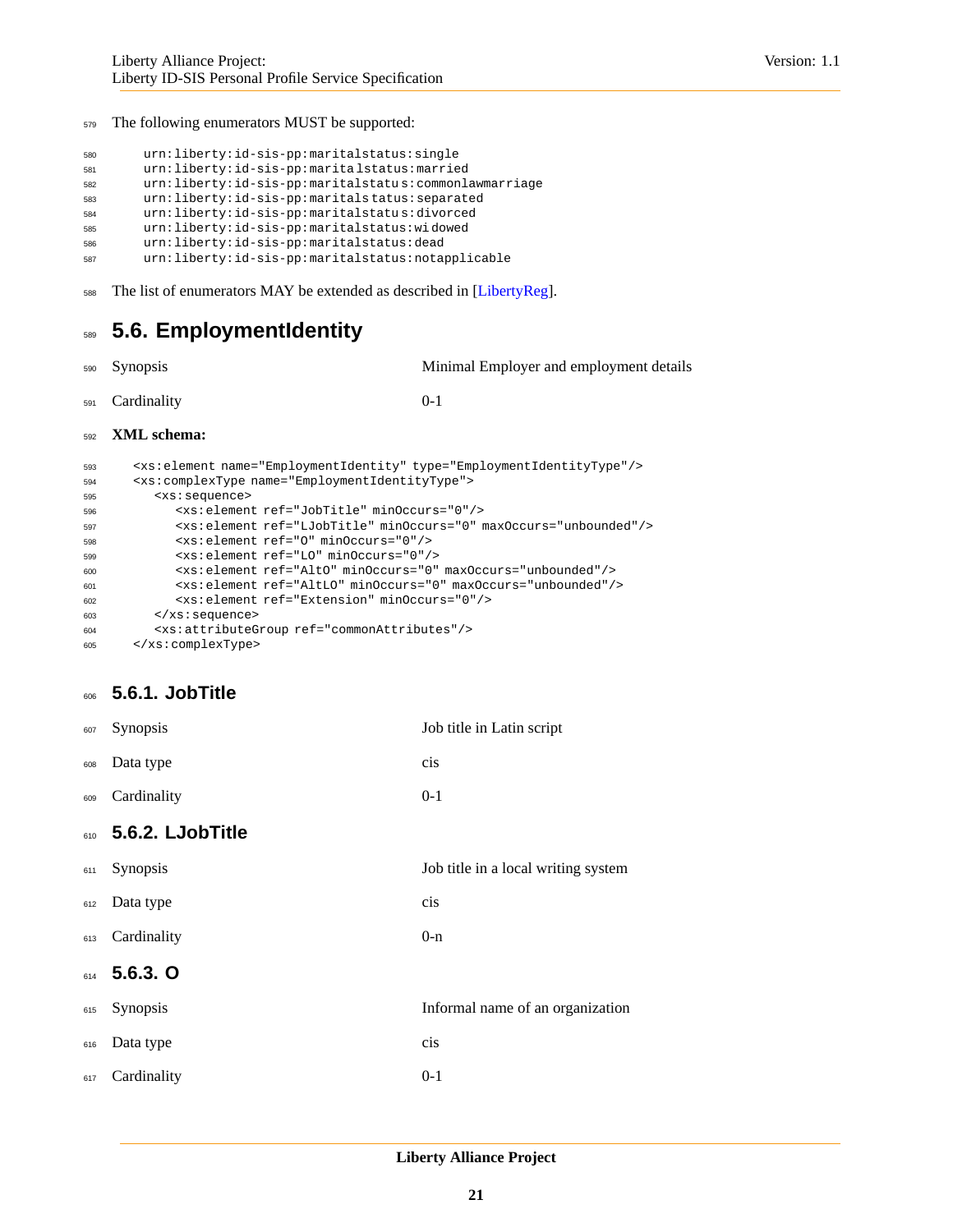The following enumerators MUST be supported:

```
urn:liberty:id-sis-pp:maritalstatus:single
urn:liberty:id-sis-pp:maritalstatus:married
urn:liberty:id-sis-pp:maritalstatus:commonlawmarriage
urn:liberty:id-sis-pp:maritalstatus:separated
urn:liberty:id-sis-pp:maritalstatus:divorced
urn:liberty:id-sis-pp:maritalstatus:widowed
urn:liberty:id-sis-pp:maritalstatus:dead
urn:liberty:id-sis-pp:maritalstatus:notapplicable
```

The list of enumerators MAY be extended as described in [LibertyReg].

## 5.6. EmploymentIdentity

| | |
|---|---|
| Synopsis | Minimal Employer and employment details |
| Cardinality | 0-1 |

**XML schema:**

```
<xs:element name="EmploymentIdentity" type="EmploymentIdentityType"/>
<xs:complexType name="EmploymentIdentityType">
   <xs:sequence>
      <xs:element ref="JobTitle" minOccurs="0"/>
      <xs:element ref="LJobTitle" minOccurs="0" maxOccurs="unbounded"/>
      <xs:element ref="O" minOccurs="0"/>
      <xs:element ref="LO" minOccurs="0"/>
      <xs:element ref="AltO" minOccurs="0" maxOccurs="unbounded"/>
      <xs:element ref="AltLO" minOccurs="0" maxOccurs="unbounded"/>
      <xs:element ref="Extension" minOccurs="0"/>
   </xs:sequence>
   <xs:attributeGroup ref="commonAttributes"/>
</xs:complexType>
```

### 5.6.1. JobTitle

| | |
|---|---|
| Synopsis | Job title in Latin script |
| Data type | cis |
| Cardinality | 0-1 |

### 5.6.2. LJobTitle

| | |
|---|---|
| Synopsis | Job title in a local writing system |
| Data type | cis |
| Cardinality | 0-n |

### 5.6.3. O

| | |
|---|---|
| Synopsis | Informal name of an organization |
| Data type | cis |
| Cardinality | 0-1 |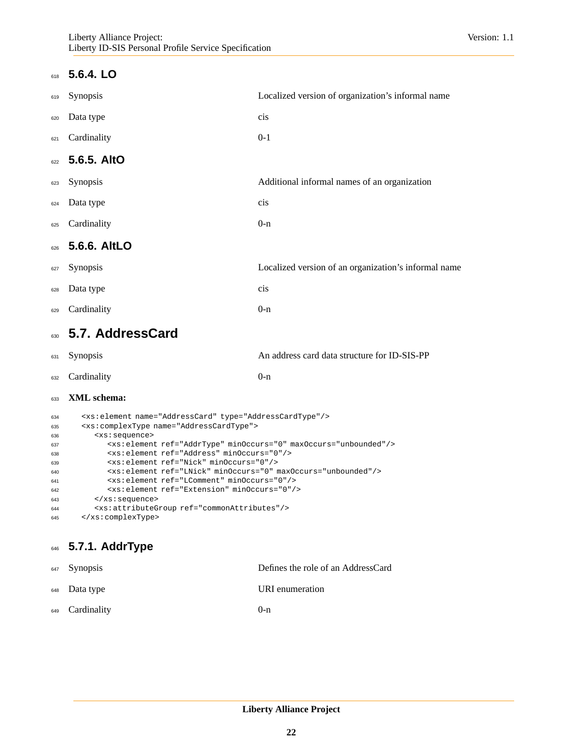#### 5.6.4. LO

| | |
|---|---|
| Synopsis | Localized version of organization's informal name |
| Data type | cis |
| Cardinality | 0-1 |

#### 5.6.5. AltO

| | |
|---|---|
| Synopsis | Additional informal names of an organization |
| Data type | cis |
| Cardinality | 0-n |

#### 5.6.6. AltLO

| | |
|---|---|
| Synopsis | Localized version of an organization's informal name |
| Data type | cis |
| Cardinality | 0-n |

## 5.7. AddressCard

| | |
|---|---|
| Synopsis | An address card data structure for ID-SIS-PP |
| Cardinality | 0-n |

**XML schema:**

```
<xs:element name="AddressCard" type="AddressCardType"/>
<xs:complexType name="AddressCardType">
   <xs:sequence>
      <xs:element ref="AddrType" minOccurs="0" maxOccurs="unbounded"/>
      <xs:element ref="Address" minOccurs="0"/>
      <xs:element ref="Nick" minOccurs="0"/>
      <xs:element ref="LNick" minOccurs="0" maxOccurs="unbounded"/>
      <xs:element ref="LComment" minOccurs="0"/>
      <xs:element ref="Extension" minOccurs="0"/>
   </xs:sequence>
   <xs:attributeGroup ref="commonAttributes"/>
</xs:complexType>
```

### 5.7.1. AddrType

| | |
|---|---|
| Synopsis | Defines the role of an AddressCard |
| Data type | URI enumeration |
| Cardinality | 0-n |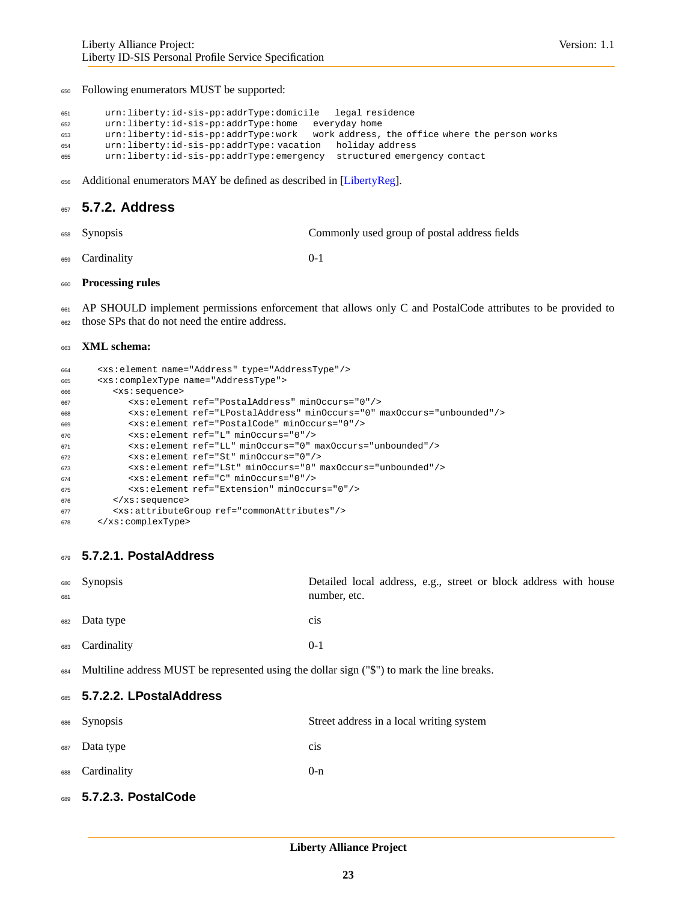Following enumerators MUST be supported:

```
urn:liberty:id-sis-pp:addrType:domicile   legal residence
urn:liberty:id-sis-pp:addrType:home   everyday home
urn:liberty:id-sis-pp:addrType:work   work address, the office where the person works
urn:liberty:id-sis-pp:addrType: vacation   holiday address
urn:liberty:id-sis-pp:addrType:emergency   structured emergency contact
```

Additional enumerators MAY be defined as described in [LibertyReg].

### 5.7.2. Address

| | |
|---|---|
| Synopsis | Commonly used group of postal address fields |
| Cardinality | 0-1 |

**Processing rules**

AP SHOULD implement permissions enforcement that allows only C and PostalCode attributes to be provided to those SPs that do not need the entire address.

**XML schema:**

```
<xs:element name="Address" type="AddressType"/>
<xs:complexType name="AddressType">
   <xs:sequence>
      <xs:element ref="PostalAddress" minOccurs="0"/>
      <xs:element ref="LPostalAddress" minOccurs="0" maxOccurs="unbounded"/>
      <xs:element ref="PostalCode" minOccurs="0"/>
      <xs:element ref="L" minOccurs="0"/>
      <xs:element ref="LL" minOccurs="0" maxOccurs="unbounded"/>
      <xs:element ref="St" minOccurs="0"/>
      <xs:element ref="LSt" minOccurs="0" maxOccurs="unbounded"/>
      <xs:element ref="C" minOccurs="0"/>
      <xs:element ref="Extension" minOccurs="0"/>
   </xs:sequence>
   <xs:attributeGroup ref="commonAttributes"/>
</xs:complexType>
```

#### 5.7.2.1. PostalAddress

| | |
|---|---|
| Synopsis | Detailed local address, e.g., street or block address with house number, etc. |
| Data type | cis |
| Cardinality | 0-1 |

Multiline address MUST be represented using the dollar sign ("$") to mark the line breaks.

#### 5.7.2.2. LPostalAddress

| | |
|---|---|
| Synopsis | Street address in a local writing system |
| Data type | cis |
| Cardinality | 0-n |

#### 5.7.2.3. PostalCode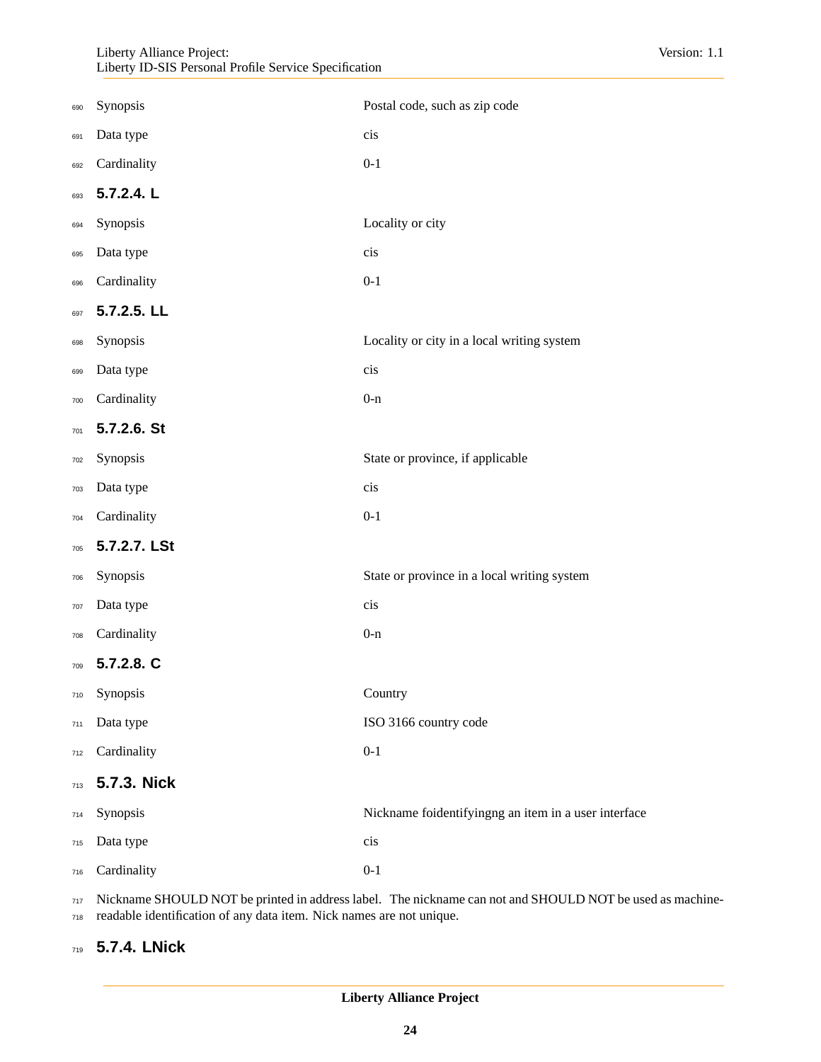| | |
|---|---|
| Synopsis | Postal code, such as zip code |
| Data type | cis |
| Cardinality | 0-1 |

#### 5.7.2.4. L

| | |
|---|---|
| Synopsis | Locality or city |
| Data type | cis |
| Cardinality | 0-1 |

#### 5.7.2.5. LL

| | |
|---|---|
| Synopsis | Locality or city in a local writing system |
| Data type | cis |
| Cardinality | 0-n |

#### 5.7.2.6. St

| | |
|---|---|
| Synopsis | State or province, if applicable |
| Data type | cis |
| Cardinality | 0-1 |

#### 5.7.2.7. LSt

| | |
|---|---|
| Synopsis | State or province in a local writing system |
| Data type | cis |
| Cardinality | 0-n |

#### 5.7.2.8. C

| | |
|---|---|
| Synopsis | Country |
| Data type | ISO 3166 country code |
| Cardinality | 0-1 |

### 5.7.3. Nick

| | |
|---|---|
| Synopsis | Nickname foidentifyingng an item in a user interface |
| Data type | cis |
| Cardinality | 0-1 |

Nickname SHOULD NOT be printed in address label. The nickname can not and SHOULD NOT be used as machine-readable identification of any data item. Nick names are not unique.

### 5.7.4. LNick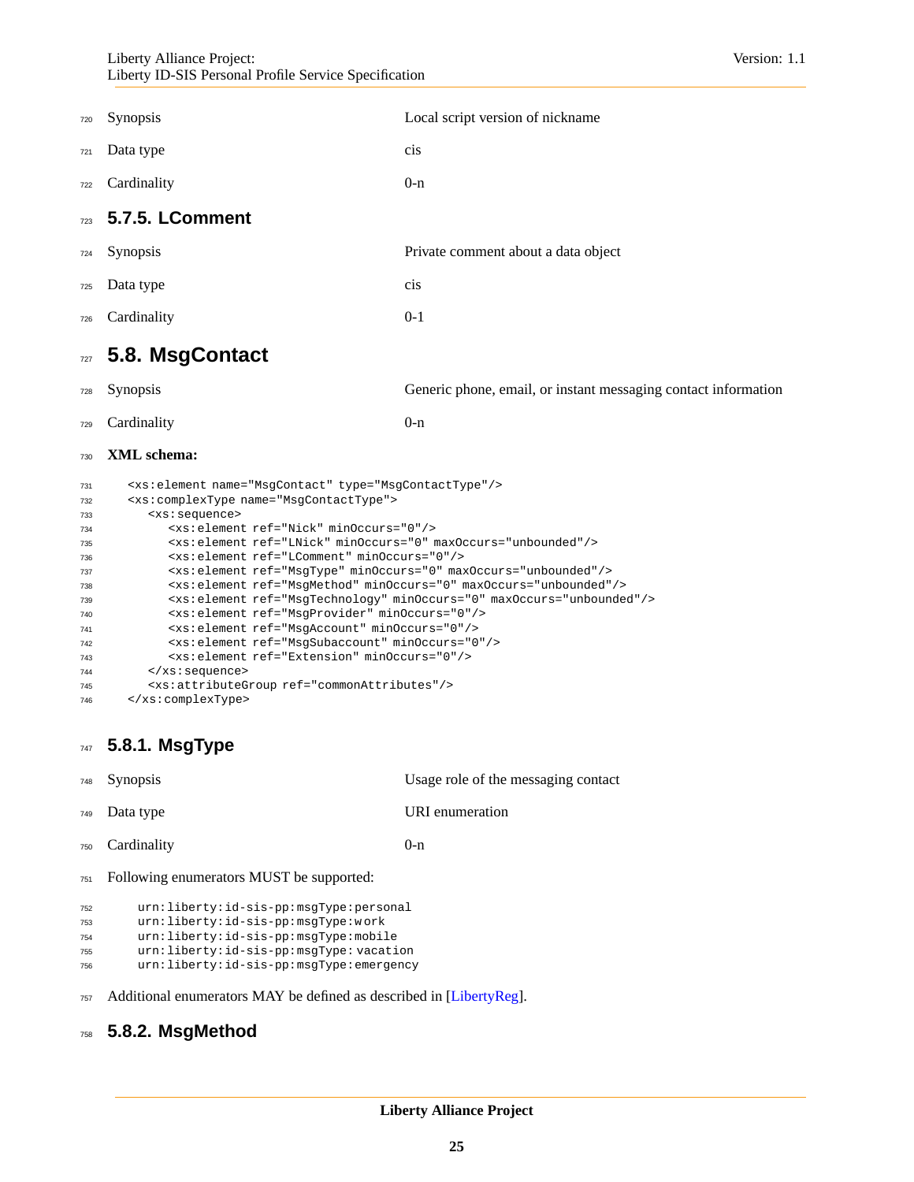| | |
|---|---|
| Synopsis | Local script version of nickname |
| Data type | cis |
| Cardinality | 0-n |

### 5.7.5. LComment

| | |
|---|---|
| Synopsis | Private comment about a data object |
| Data type | cis |
| Cardinality | 0-1 |

## 5.8. MsgContact

| | |
|---|---|
| Synopsis | Generic phone, email, or instant messaging contact information |
| Cardinality | 0-n |

**XML schema:**

```
<xs:element name="MsgContact" type="MsgContactType"/>
<xs:complexType name="MsgContactType">
   <xs:sequence>
      <xs:element ref="Nick" minOccurs="0"/>
      <xs:element ref="LNick" minOccurs="0" maxOccurs="unbounded"/>
      <xs:element ref="LComment" minOccurs="0"/>
      <xs:element ref="MsgType" minOccurs="0" maxOccurs="unbounded"/>
      <xs:element ref="MsgMethod" minOccurs="0" maxOccurs="unbounded"/>
      <xs:element ref="MsgTechnology" minOccurs="0" maxOccurs="unbounded"/>
      <xs:element ref="MsgProvider" minOccurs="0"/>
      <xs:element ref="MsgAccount" minOccurs="0"/>
      <xs:element ref="MsgSubaccount" minOccurs="0"/>
      <xs:element ref="Extension" minOccurs="0"/>
   </xs:sequence>
   <xs:attributeGroup ref="commonAttributes"/>
</xs:complexType>
```

### 5.8.1. MsgType

| | |
|---|---|
| Synopsis | Usage role of the messaging contact |
| Data type | URI enumeration |
| Cardinality | 0-n |

Following enumerators MUST be supported:

```
urn:liberty:id-sis-pp:msgType:personal
urn:liberty:id-sis-pp:msgType:work
urn:liberty:id-sis-pp:msgType:mobile
urn:liberty:id-sis-pp:msgType:vacation
urn:liberty:id-sis-pp:msgType:emergency
```

Additional enumerators MAY be defined as described in [LibertyReg].

### 5.8.2. MsgMethod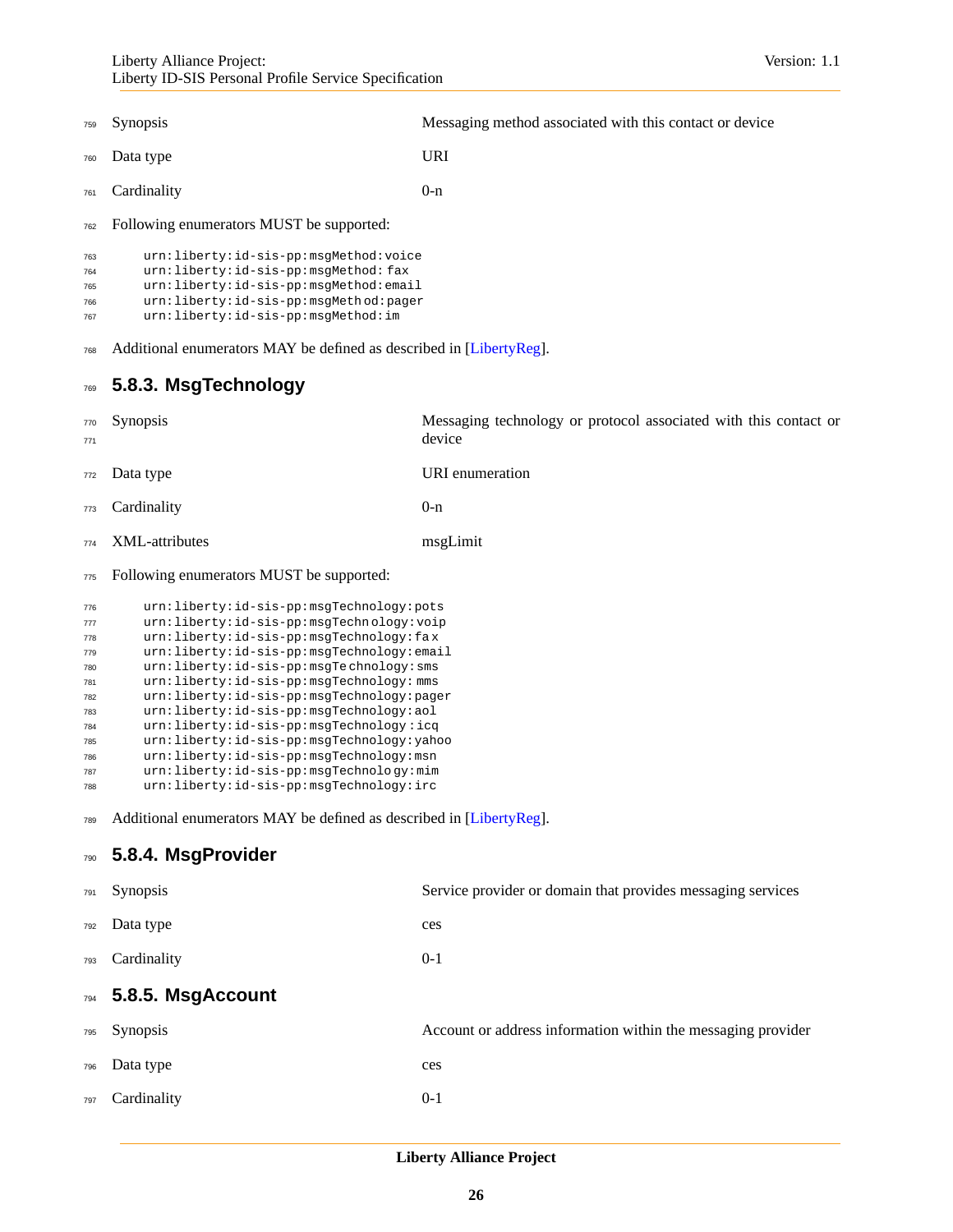| | |
|---|---|
| Synopsis | Messaging method associated with this contact or device |
| Data type | URI |
| Cardinality | 0-n |

Following enumerators MUST be supported:

```
urn:liberty:id-sis-pp:msgMethod:voice
urn:liberty:id-sis-pp:msgMethod:fax
urn:liberty:id-sis-pp:msgMethod:email
urn:liberty:id-sis-pp:msgMethod:pager
urn:liberty:id-sis-pp:msgMethod:im
```

Additional enumerators MAY be defined as described in [LibertyReg].

### 5.8.3. MsgTechnology

| | |
|---|---|
| Synopsis | Messaging technology or protocol associated with this contact or device |
| Data type | URI enumeration |
| Cardinality | 0-n |
| XML-attributes | msgLimit |

Following enumerators MUST be supported:

```
urn:liberty:id-sis-pp:msgTechnology:pots
urn:liberty:id-sis-pp:msgTechnology:voip
urn:liberty:id-sis-pp:msgTechnology:fax
urn:liberty:id-sis-pp:msgTechnology:email
urn:liberty:id-sis-pp:msgTechnology:sms
urn:liberty:id-sis-pp:msgTechnology:mms
urn:liberty:id-sis-pp:msgTechnology:pager
urn:liberty:id-sis-pp:msgTechnology:aol
urn:liberty:id-sis-pp:msgTechnology:icq
urn:liberty:id-sis-pp:msgTechnology:yahoo
urn:liberty:id-sis-pp:msgTechnology:msn
urn:liberty:id-sis-pp:msgTechnology:mim
urn:liberty:id-sis-pp:msgTechnology:irc
```

Additional enumerators MAY be defined as described in [LibertyReg].

### 5.8.4. MsgProvider

| | |
|---|---|
| Synopsis | Service provider or domain that provides messaging services |
| Data type | ces |
| Cardinality | 0-1 |

### 5.8.5. MsgAccount

| | |
|---|---|
| Synopsis | Account or address information within the messaging provider |
| Data type | ces |
| Cardinality | 0-1 |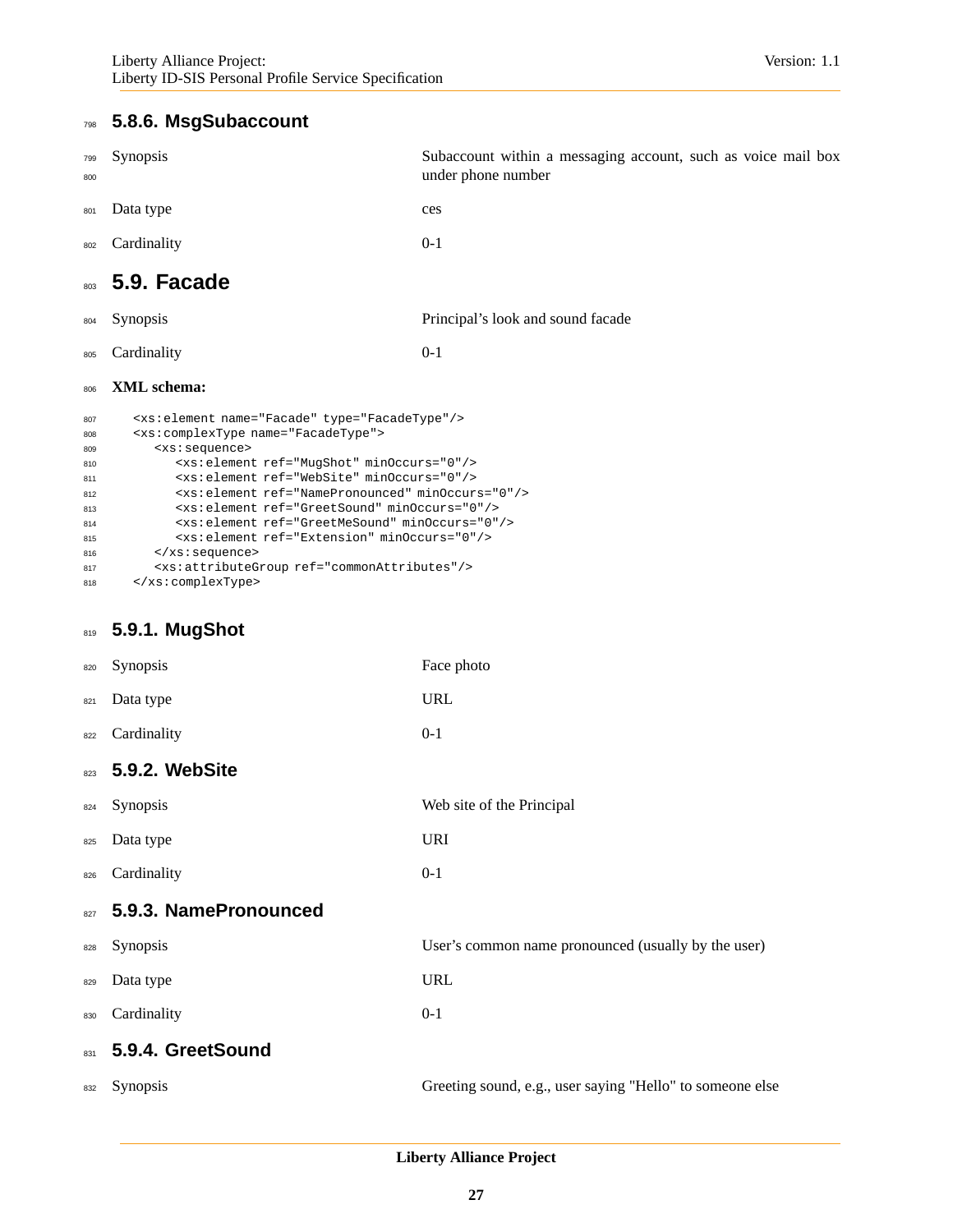### 5.8.6. MsgSubaccount

| | |
|---|---|
| Synopsis | Subaccount within a messaging account, such as voice mail box under phone number |
| Data type | ces |
| Cardinality | 0-1 |

## 5.9. Facade

| | |
|---|---|
| Synopsis | Principal's look and sound facade |
| Cardinality | 0-1 |

**XML schema:**

```
<xs:element name="Facade" type="FacadeType"/>
<xs:complexType name="FacadeType">
   <xs:sequence>
      <xs:element ref="MugShot" minOccurs="0"/>
      <xs:element ref="WebSite" minOccurs="0"/>
      <xs:element ref="NamePronounced" minOccurs="0"/>
      <xs:element ref="GreetSound" minOccurs="0"/>
      <xs:element ref="GreetMeSound" minOccurs="0"/>
      <xs:element ref="Extension" minOccurs="0"/>
   </xs:sequence>
   <xs:attributeGroup ref="commonAttributes"/>
</xs:complexType>
```

### 5.9.1. MugShot

| | |
|---|---|
| Synopsis | Face photo |
| Data type | URL |
| Cardinality | 0-1 |

### 5.9.2. WebSite

| | |
|---|---|
| Synopsis | Web site of the Principal |
| Data type | URI |
| Cardinality | 0-1 |

### 5.9.3. NamePronounced

| | |
|---|---|
| Synopsis | User's common name pronounced (usually by the user) |
| Data type | URL |
| Cardinality | 0-1 |

### 5.9.4. GreetSound

| | |
|---|---|
| Synopsis | Greeting sound, e.g., user saying "Hello" to someone else |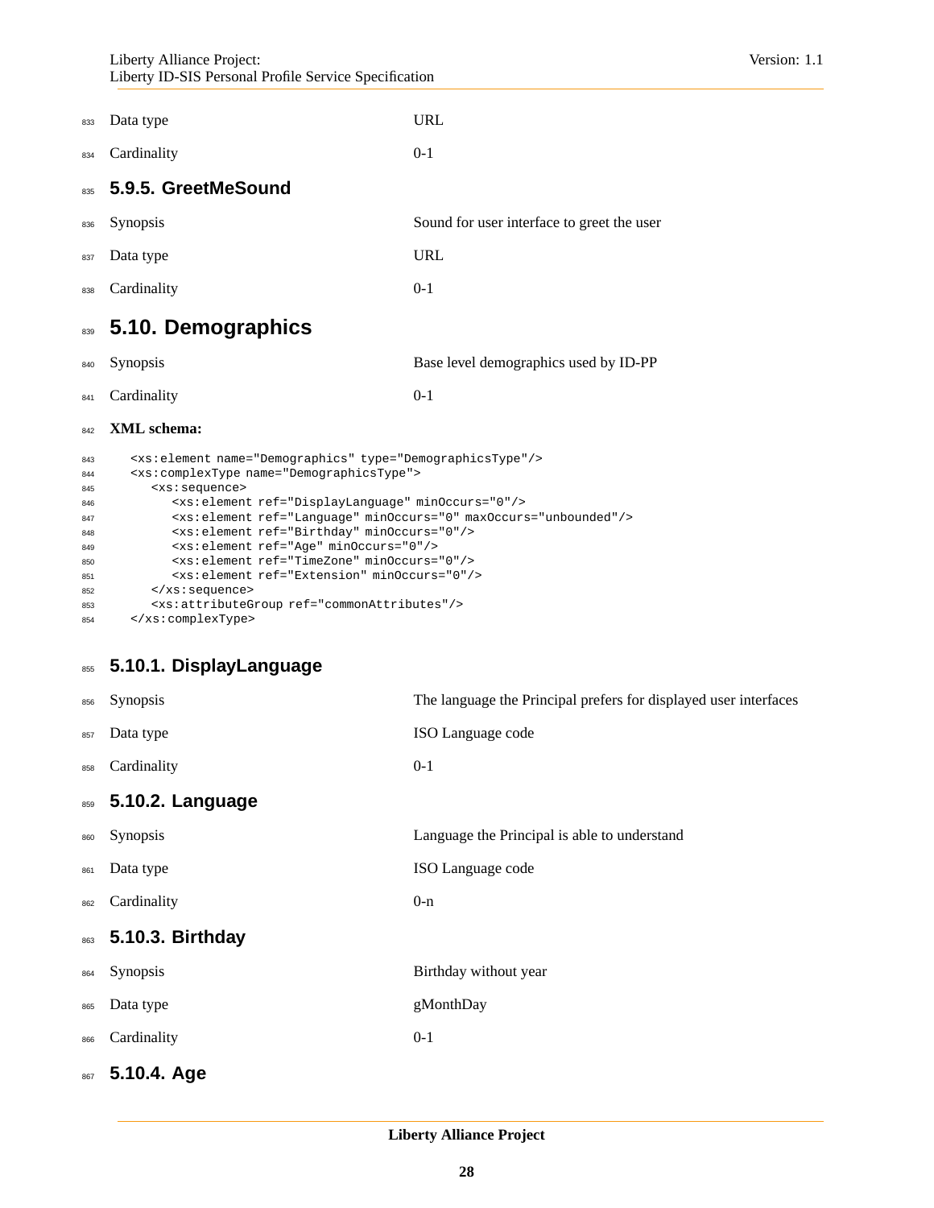| | |
|---|---|
| Data type | URL |
| Cardinality | 0-1 |

### 5.9.5. GreetMeSound

| | |
|---|---|
| Synopsis | Sound for user interface to greet the user |
| Data type | URL |
| Cardinality | 0-1 |

## 5.10. Demographics

| | |
|---|---|
| Synopsis | Base level demographics used by ID-PP |
| Cardinality | 0-1 |

**XML schema:**

```
<xs:element name="Demographics" type="DemographicsType"/>
<xs:complexType name="DemographicsType">
   <xs:sequence>
      <xs:element ref="DisplayLanguage" minOccurs="0"/>
      <xs:element ref="Language" minOccurs="0" maxOccurs="unbounded"/>
      <xs:element ref="Birthday" minOccurs="0"/>
      <xs:element ref="Age" minOccurs="0"/>
      <xs:element ref="TimeZone" minOccurs="0"/>
      <xs:element ref="Extension" minOccurs="0"/>
   </xs:sequence>
   <xs:attributeGroup ref="commonAttributes"/>
</xs:complexType>
```

### 5.10.1. DisplayLanguage

| | |
|---|---|
| Synopsis | The language the Principal prefers for displayed user interfaces |
| Data type | ISO Language code |
| Cardinality | 0-1 |

### 5.10.2. Language

| | |
|---|---|
| Synopsis | Language the Principal is able to understand |
| Data type | ISO Language code |
| Cardinality | 0-n |

### 5.10.3. Birthday

| | |
|---|---|
| Synopsis | Birthday without year |
| Data type | gMonthDay |
| Cardinality | 0-1 |

### 5.10.4. Age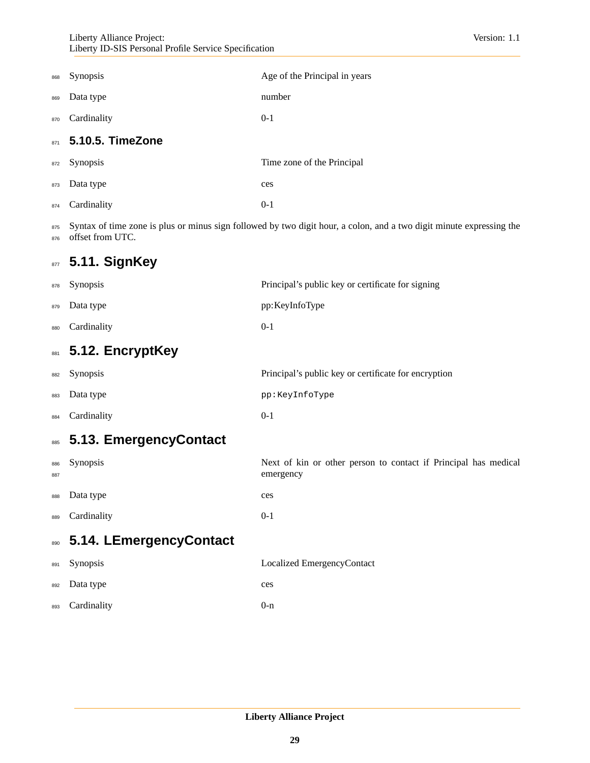| | |
|---|---|
| Synopsis | Age of the Principal in years |
| Data type | number |
| Cardinality | 0-1 |

#### 5.10.5. TimeZone

| | |
|---|---|
| Synopsis | Time zone of the Principal |
| Data type | ces |
| Cardinality | 0-1 |

Syntax of time zone is plus or minus sign followed by two digit hour, a colon, and a two digit minute expressing the offset from UTC.

### 5.11. SignKey

| | |
|---|---|
| Synopsis | Principal's public key or certificate for signing |
| Data type | pp:KeyInfoType |
| Cardinality | 0-1 |

### 5.12. EncryptKey

| | |
|---|---|
| Synopsis | Principal's public key or certificate for encryption |
| Data type | `pp:KeyInfoType` |
| Cardinality | 0-1 |

### 5.13. EmergencyContact

| | |
|---|---|
| Synopsis | Next of kin or other person to contact if Principal has medical emergency |
| Data type | ces |
| Cardinality | 0-1 |

### 5.14. LEmergencyContact

| | |
|---|---|
| Synopsis | Localized EmergencyContact |
| Data type | ces |
| Cardinality | 0-n |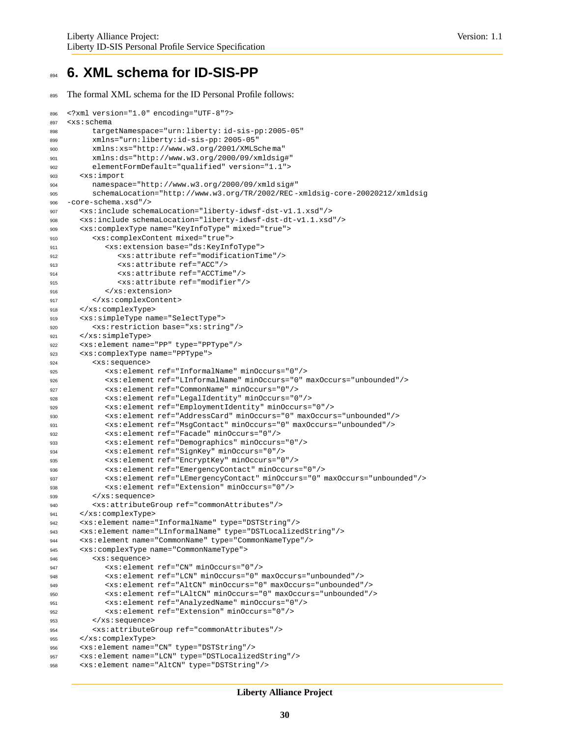# 6. XML schema for ID-SIS-PP

The formal XML schema for the ID Personal Profile follows:

```
<?xml version="1.0" encoding="UTF-8"?>
<xs:schema
      targetNamespace="urn:liberty:id-sis-pp:2005-05"
      xmlns="urn:liberty:id-sis-pp:2005-05"
      xmlns:xs="http://www.w3.org/2001/XMLSchema"
      xmlns:ds="http://www.w3.org/2000/09/xmldsig#"
      elementFormDefault="qualified" version="1.1">
   <xs:import
      namespace="http://www.w3.org/2000/09/xmldsig#"
      schemaLocation="http://www.w3.org/TR/2002/REC-xmldsig-core-20020212/xmldsig
-core-schema.xsd"/>
   <xs:include schemaLocation="liberty-idwsf-dst-v1.1.xsd"/>
   <xs:include schemaLocation="liberty-idwsf-dst-dt-v1.1.xsd"/>
   <xs:complexType name="KeyInfoType" mixed="true">
      <xs:complexContent mixed="true">
         <xs:extension base="ds:KeyInfoType">
            <xs:attribute ref="modificationTime"/>
            <xs:attribute ref="ACC"/>
            <xs:attribute ref="ACCTime"/>
            <xs:attribute ref="modifier"/>
         </xs:extension>
      </xs:complexContent>
   </xs:complexType>
   <xs:simpleType name="SelectType">
      <xs:restriction base="xs:string"/>
   </xs:simpleType>
   <xs:element name="PP" type="PPType"/>
   <xs:complexType name="PPType">
      <xs:sequence>
         <xs:element ref="InformalName" minOccurs="0"/>
         <xs:element ref="LInformalName" minOccurs="0" maxOccurs="unbounded"/>
         <xs:element ref="CommonName" minOccurs="0"/>
         <xs:element ref="LegalIdentity" minOccurs="0"/>
         <xs:element ref="EmploymentIdentity" minOccurs="0"/>
         <xs:element ref="AddressCard" minOccurs="0" maxOccurs="unbounded"/>
         <xs:element ref="MsgContact" minOccurs="0" maxOccurs="unbounded"/>
         <xs:element ref="Facade" minOccurs="0"/>
         <xs:element ref="Demographics" minOccurs="0"/>
         <xs:element ref="SignKey" minOccurs="0"/>
         <xs:element ref="EncryptKey" minOccurs="0"/>
         <xs:element ref="EmergencyContact" minOccurs="0"/>
         <xs:element ref="LEmergencyContact" minOccurs="0" maxOccurs="unbounded"/>
         <xs:element ref="Extension" minOccurs="0"/>
      </xs:sequence>
      <xs:attributeGroup ref="commonAttributes"/>
   </xs:complexType>
   <xs:element name="InformalName" type="DSTString"/>
   <xs:element name="LInformalName" type="DSTLocalizedString"/>
   <xs:element name="CommonName" type="CommonNameType"/>
   <xs:complexType name="CommonNameType">
      <xs:sequence>
         <xs:element ref="CN" minOccurs="0"/>
         <xs:element ref="LCN" minOccurs="0" maxOccurs="unbounded"/>
         <xs:element ref="AltCN" minOccurs="0" maxOccurs="unbounded"/>
         <xs:element ref="LAltCN" minOccurs="0" maxOccurs="unbounded"/>
         <xs:element ref="AnalyzedName" minOccurs="0"/>
         <xs:element ref="Extension" minOccurs="0"/>
      </xs:sequence>
      <xs:attributeGroup ref="commonAttributes"/>
   </xs:complexType>
   <xs:element name="CN" type="DSTString"/>
   <xs:element name="LCN" type="DSTLocalizedString"/>
   <xs:element name="AltCN" type="DSTString"/>
```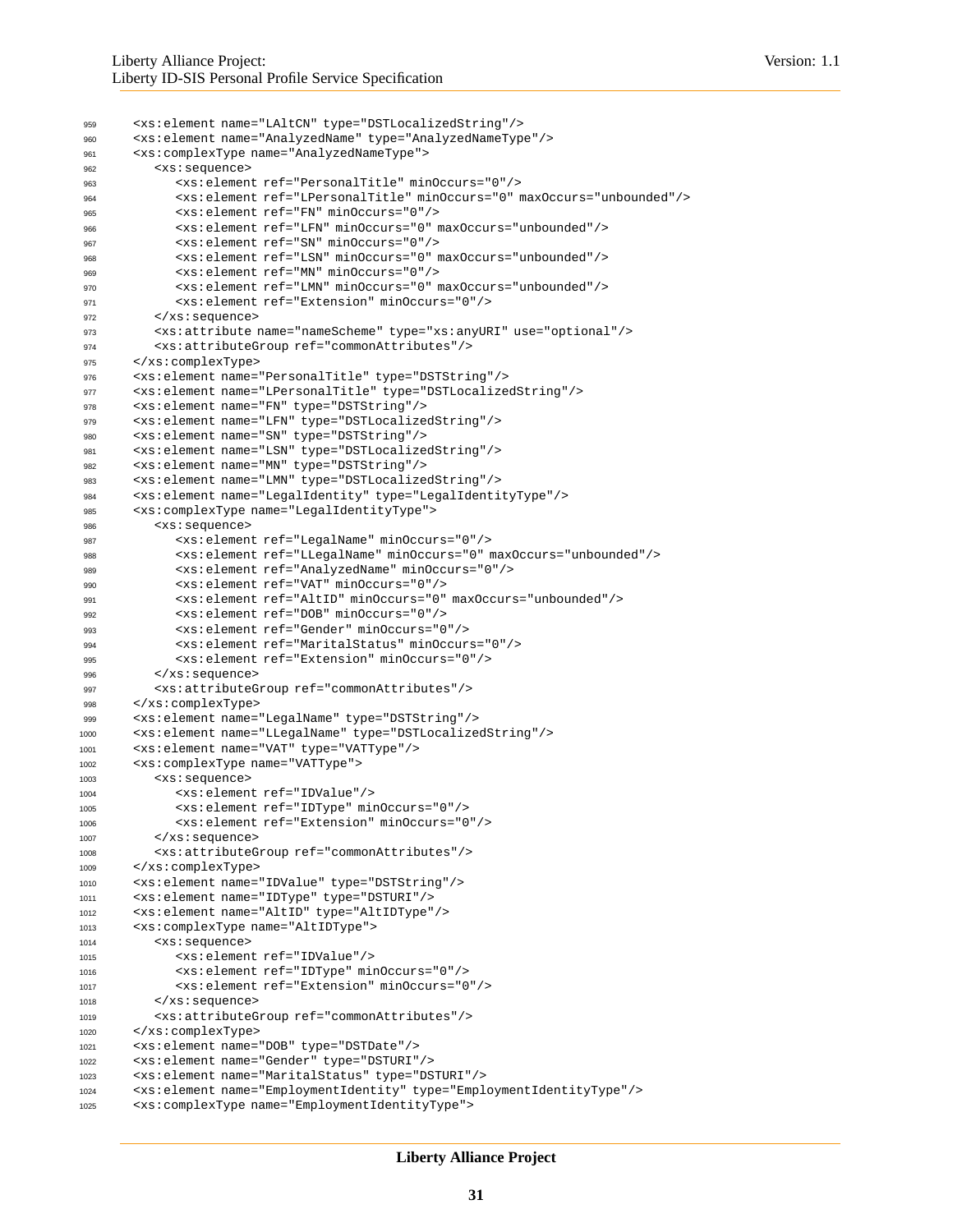```
959    <xs:element name="LAltCN" type="DSTLocalizedString"/>
960    <xs:element name="AnalyzedName" type="AnalyzedNameType"/>
961    <xs:complexType name="AnalyzedNameType">
962       <xs:sequence>
963          <xs:element ref="PersonalTitle" minOccurs="0"/>
964          <xs:element ref="LPersonalTitle" minOccurs="0" maxOccurs="unbounded"/>
965          <xs:element ref="FN" minOccurs="0"/>
966          <xs:element ref="LFN" minOccurs="0" maxOccurs="unbounded"/>
967          <xs:element ref="SN" minOccurs="0"/>
968          <xs:element ref="LSN" minOccurs="0" maxOccurs="unbounded"/>
969          <xs:element ref="MN" minOccurs="0"/>
970          <xs:element ref="LMN" minOccurs="0" maxOccurs="unbounded"/>
971          <xs:element ref="Extension" minOccurs="0"/>
972       </xs:sequence>
973       <xs:attribute name="nameScheme" type="xs:anyURI" use="optional"/>
974       <xs:attributeGroup ref="commonAttributes"/>
975    </xs:complexType>
976    <xs:element name="PersonalTitle" type="DSTString"/>
977    <xs:element name="LPersonalTitle" type="DSTLocalizedString"/>
978    <xs:element name="FN" type="DSTString"/>
979    <xs:element name="LFN" type="DSTLocalizedString"/>
980    <xs:element name="SN" type="DSTString"/>
981    <xs:element name="LSN" type="DSTLocalizedString"/>
982    <xs:element name="MN" type="DSTString"/>
983    <xs:element name="LMN" type="DSTLocalizedString"/>
984    <xs:element name="LegalIdentity" type="LegalIdentityType"/>
985    <xs:complexType name="LegalIdentityType">
986       <xs:sequence>
987          <xs:element ref="LegalName" minOccurs="0"/>
988          <xs:element ref="LLegalName" minOccurs="0" maxOccurs="unbounded"/>
989          <xs:element ref="AnalyzedName" minOccurs="0"/>
990          <xs:element ref="VAT" minOccurs="0"/>
991          <xs:element ref="AltID" minOccurs="0" maxOccurs="unbounded"/>
992          <xs:element ref="DOB" minOccurs="0"/>
993          <xs:element ref="Gender" minOccurs="0"/>
994          <xs:element ref="MaritalStatus" minOccurs="0"/>
995          <xs:element ref="Extension" minOccurs="0"/>
996       </xs:sequence>
997       <xs:attributeGroup ref="commonAttributes"/>
998    </xs:complexType>
999    <xs:element name="LegalName" type="DSTString"/>
1000   <xs:element name="LLegalName" type="DSTLocalizedString"/>
1001   <xs:element name="VAT" type="VATType"/>
1002   <xs:complexType name="VATType">
1003      <xs:sequence>
1004         <xs:element ref="IDValue"/>
1005         <xs:element ref="IDType" minOccurs="0"/>
1006         <xs:element ref="Extension" minOccurs="0"/>
1007      </xs:sequence>
1008      <xs:attributeGroup ref="commonAttributes"/>
1009   </xs:complexType>
1010   <xs:element name="IDValue" type="DSTString"/>
1011   <xs:element name="IDType" type="DSTURI"/>
1012   <xs:element name="AltID" type="AltIDType"/>
1013   <xs:complexType name="AltIDType">
1014      <xs:sequence>
1015         <xs:element ref="IDValue"/>
1016         <xs:element ref="IDType" minOccurs="0"/>
1017         <xs:element ref="Extension" minOccurs="0"/>
1018      </xs:sequence>
1019      <xs:attributeGroup ref="commonAttributes"/>
1020   </xs:complexType>
1021   <xs:element name="DOB" type="DSTDate"/>
1022   <xs:element name="Gender" type="DSTURI"/>
1023   <xs:element name="MaritalStatus" type="DSTURI"/>
1024   <xs:element name="EmploymentIdentity" type="EmploymentIdentityType"/>
1025   <xs:complexType name="EmploymentIdentityType">
```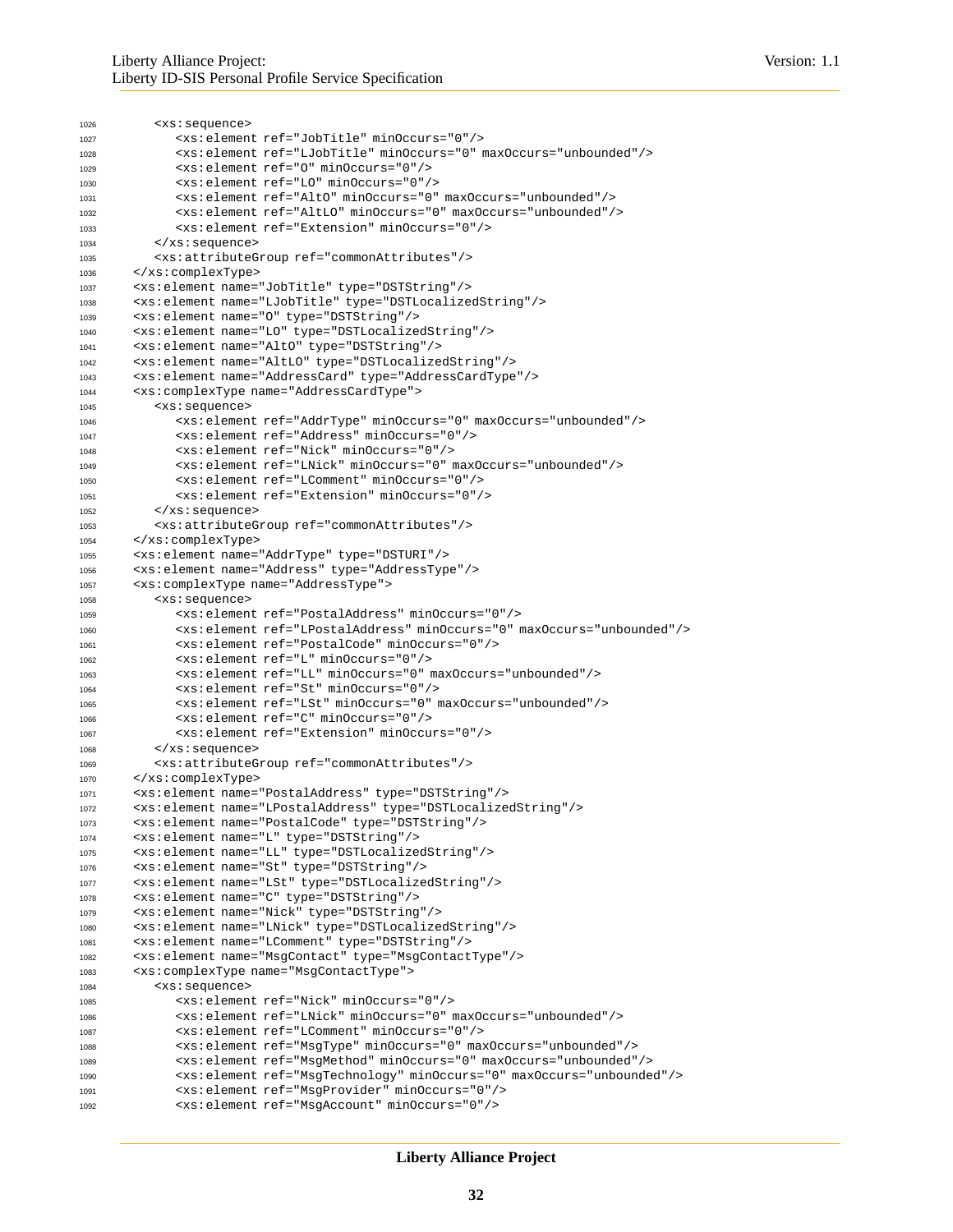```
1026        <xs:sequence>
1027            <xs:element ref="JobTitle" minOccurs="0"/>
1028            <xs:element ref="LJobTitle" minOccurs="0" maxOccurs="unbounded"/>
1029            <xs:element ref="O" minOccurs="0"/>
1030            <xs:element ref="LO" minOccurs="0"/>
1031            <xs:element ref="AltO" minOccurs="0" maxOccurs="unbounded"/>
1032            <xs:element ref="AltLO" minOccurs="0" maxOccurs="unbounded"/>
1033            <xs:element ref="Extension" minOccurs="0"/>
1034        </xs:sequence>
1035        <xs:attributeGroup ref="commonAttributes"/>
1036    </xs:complexType>
1037    <xs:element name="JobTitle" type="DSTString"/>
1038    <xs:element name="LJobTitle" type="DSTLocalizedString"/>
1039    <xs:element name="O" type="DSTString"/>
1040    <xs:element name="LO" type="DSTLocalizedString"/>
1041    <xs:element name="AltO" type="DSTString"/>
1042    <xs:element name="AltLO" type="DSTLocalizedString"/>
1043    <xs:element name="AddressCard" type="AddressCardType"/>
1044    <xs:complexType name="AddressCardType">
1045        <xs:sequence>
1046            <xs:element ref="AddrType" minOccurs="0" maxOccurs="unbounded"/>
1047            <xs:element ref="Address" minOccurs="0"/>
1048            <xs:element ref="Nick" minOccurs="0"/>
1049            <xs:element ref="LNick" minOccurs="0" maxOccurs="unbounded"/>
1050            <xs:element ref="LComment" minOccurs="0"/>
1051            <xs:element ref="Extension" minOccurs="0"/>
1052        </xs:sequence>
1053        <xs:attributeGroup ref="commonAttributes"/>
1054    </xs:complexType>
1055    <xs:element name="AddrType" type="DSTURI"/>
1056    <xs:element name="Address" type="AddressType"/>
1057    <xs:complexType name="AddressType">
1058        <xs:sequence>
1059            <xs:element ref="PostalAddress" minOccurs="0"/>
1060            <xs:element ref="LPostalAddress" minOccurs="0" maxOccurs="unbounded"/>
1061            <xs:element ref="PostalCode" minOccurs="0"/>
1062            <xs:element ref="L" minOccurs="0"/>
1063            <xs:element ref="LL" minOccurs="0" maxOccurs="unbounded"/>
1064            <xs:element ref="St" minOccurs="0"/>
1065            <xs:element ref="LSt" minOccurs="0" maxOccurs="unbounded"/>
1066            <xs:element ref="C" minOccurs="0"/>
1067            <xs:element ref="Extension" minOccurs="0"/>
1068        </xs:sequence>
1069        <xs:attributeGroup ref="commonAttributes"/>
1070    </xs:complexType>
1071    <xs:element name="PostalAddress" type="DSTString"/>
1072    <xs:element name="LPostalAddress" type="DSTLocalizedString"/>
1073    <xs:element name="PostalCode" type="DSTString"/>
1074    <xs:element name="L" type="DSTString"/>
1075    <xs:element name="LL" type="DSTLocalizedString"/>
1076    <xs:element name="St" type="DSTString"/>
1077    <xs:element name="LSt" type="DSTLocalizedString"/>
1078    <xs:element name="C" type="DSTString"/>
1079    <xs:element name="Nick" type="DSTString"/>
1080    <xs:element name="LNick" type="DSTLocalizedString"/>
1081    <xs:element name="LComment" type="DSTString"/>
1082    <xs:element name="MsgContact" type="MsgContactType"/>
1083    <xs:complexType name="MsgContactType">
1084        <xs:sequence>
1085            <xs:element ref="Nick" minOccurs="0"/>
1086            <xs:element ref="LNick" minOccurs="0" maxOccurs="unbounded"/>
1087            <xs:element ref="LComment" minOccurs="0"/>
1088            <xs:element ref="MsgType" minOccurs="0" maxOccurs="unbounded"/>
1089            <xs:element ref="MsgMethod" minOccurs="0" maxOccurs="unbounded"/>
1090            <xs:element ref="MsgTechnology" minOccurs="0" maxOccurs="unbounded"/>
1091            <xs:element ref="MsgProvider" minOccurs="0"/>
1092            <xs:element ref="MsgAccount" minOccurs="0"/>
```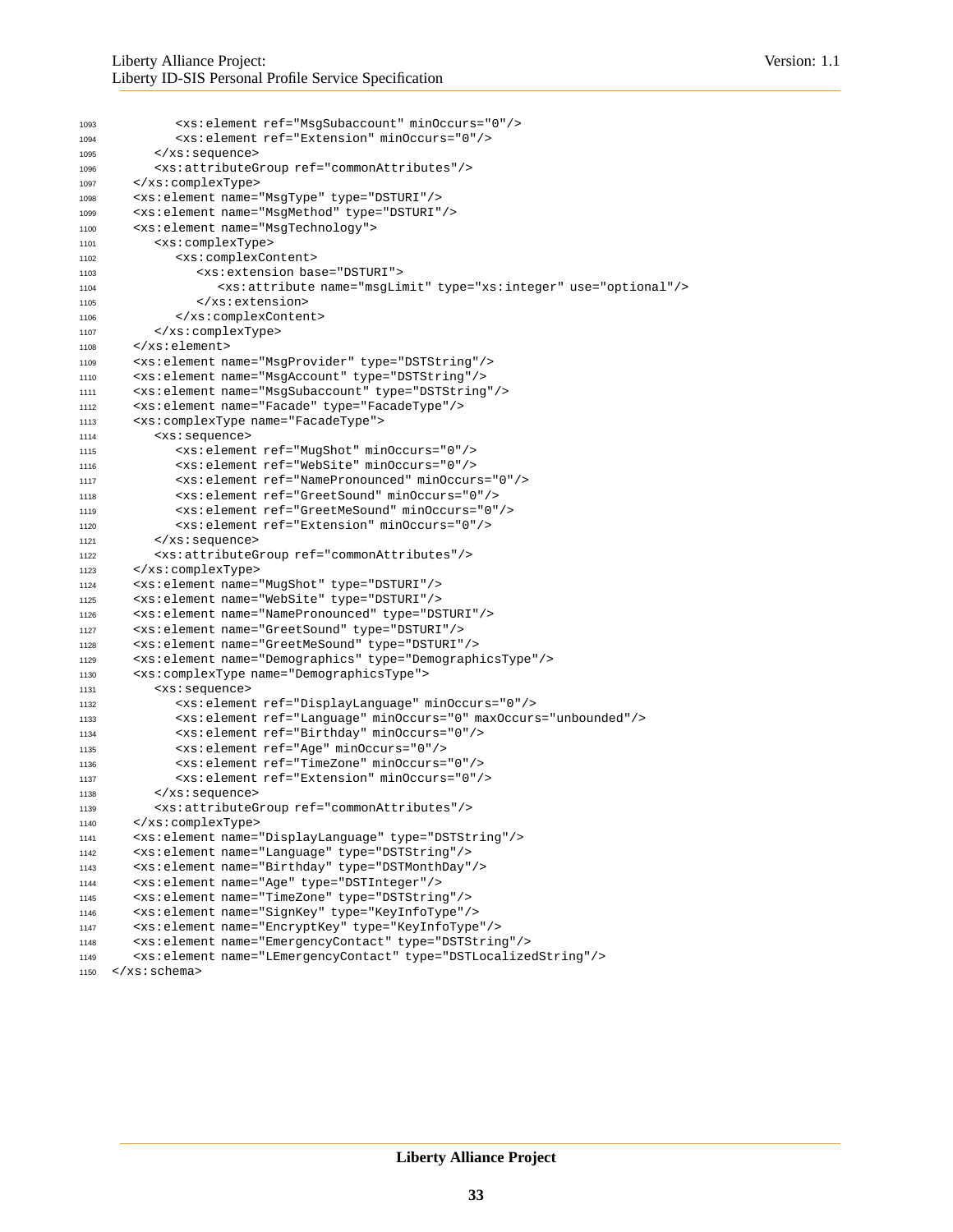```
1093            <xs:element ref="MsgSubaccount" minOccurs="0"/>
1094            <xs:element ref="Extension" minOccurs="0"/>
1095         </xs:sequence>
1096         <xs:attributeGroup ref="commonAttributes"/>
1097      </xs:complexType>
1098      <xs:element name="MsgType" type="DSTURI"/>
1099      <xs:element name="MsgMethod" type="DSTURI"/>
1100      <xs:element name="MsgTechnology">
1101         <xs:complexType>
1102            <xs:complexContent>
1103               <xs:extension base="DSTURI">
1104                  <xs:attribute name="msgLimit" type="xs:integer" use="optional"/>
1105               </xs:extension>
1106            </xs:complexContent>
1107         </xs:complexType>
1108      </xs:element>
1109      <xs:element name="MsgProvider" type="DSTString"/>
1110      <xs:element name="MsgAccount" type="DSTString"/>
1111      <xs:element name="MsgSubaccount" type="DSTString"/>
1112      <xs:element name="Facade" type="FacadeType"/>
1113      <xs:complexType name="FacadeType">
1114         <xs:sequence>
1115            <xs:element ref="MugShot" minOccurs="0"/>
1116            <xs:element ref="WebSite" minOccurs="0"/>
1117            <xs:element ref="NamePronounced" minOccurs="0"/>
1118            <xs:element ref="GreetSound" minOccurs="0"/>
1119            <xs:element ref="GreetMeSound" minOccurs="0"/>
1120            <xs:element ref="Extension" minOccurs="0"/>
1121         </xs:sequence>
1122         <xs:attributeGroup ref="commonAttributes"/>
1123      </xs:complexType>
1124      <xs:element name="MugShot" type="DSTURI"/>
1125      <xs:element name="WebSite" type="DSTURI"/>
1126      <xs:element name="NamePronounced" type="DSTURI"/>
1127      <xs:element name="GreetSound" type="DSTURI"/>
1128      <xs:element name="GreetMeSound" type="DSTURI"/>
1129      <xs:element name="Demographics" type="DemographicsType"/>
1130      <xs:complexType name="DemographicsType">
1131         <xs:sequence>
1132            <xs:element ref="DisplayLanguage" minOccurs="0"/>
1133            <xs:element ref="Language" minOccurs="0" maxOccurs="unbounded"/>
1134            <xs:element ref="Birthday" minOccurs="0"/>
1135            <xs:element ref="Age" minOccurs="0"/>
1136            <xs:element ref="TimeZone" minOccurs="0"/>
1137            <xs:element ref="Extension" minOccurs="0"/>
1138         </xs:sequence>
1139         <xs:attributeGroup ref="commonAttributes"/>
1140      </xs:complexType>
1141      <xs:element name="DisplayLanguage" type="DSTString"/>
1142      <xs:element name="Language" type="DSTString"/>
1143      <xs:element name="Birthday" type="DSTMonthDay"/>
1144      <xs:element name="Age" type="DSTInteger"/>
1145      <xs:element name="TimeZone" type="DSTString"/>
1146      <xs:element name="SignKey" type="KeyInfoType"/>
1147      <xs:element name="EncryptKey" type="KeyInfoType"/>
1148      <xs:element name="EmergencyContact" type="DSTString"/>
1149      <xs:element name="LEmergencyContact" type="DSTLocalizedString"/>
1150   </xs:schema>
```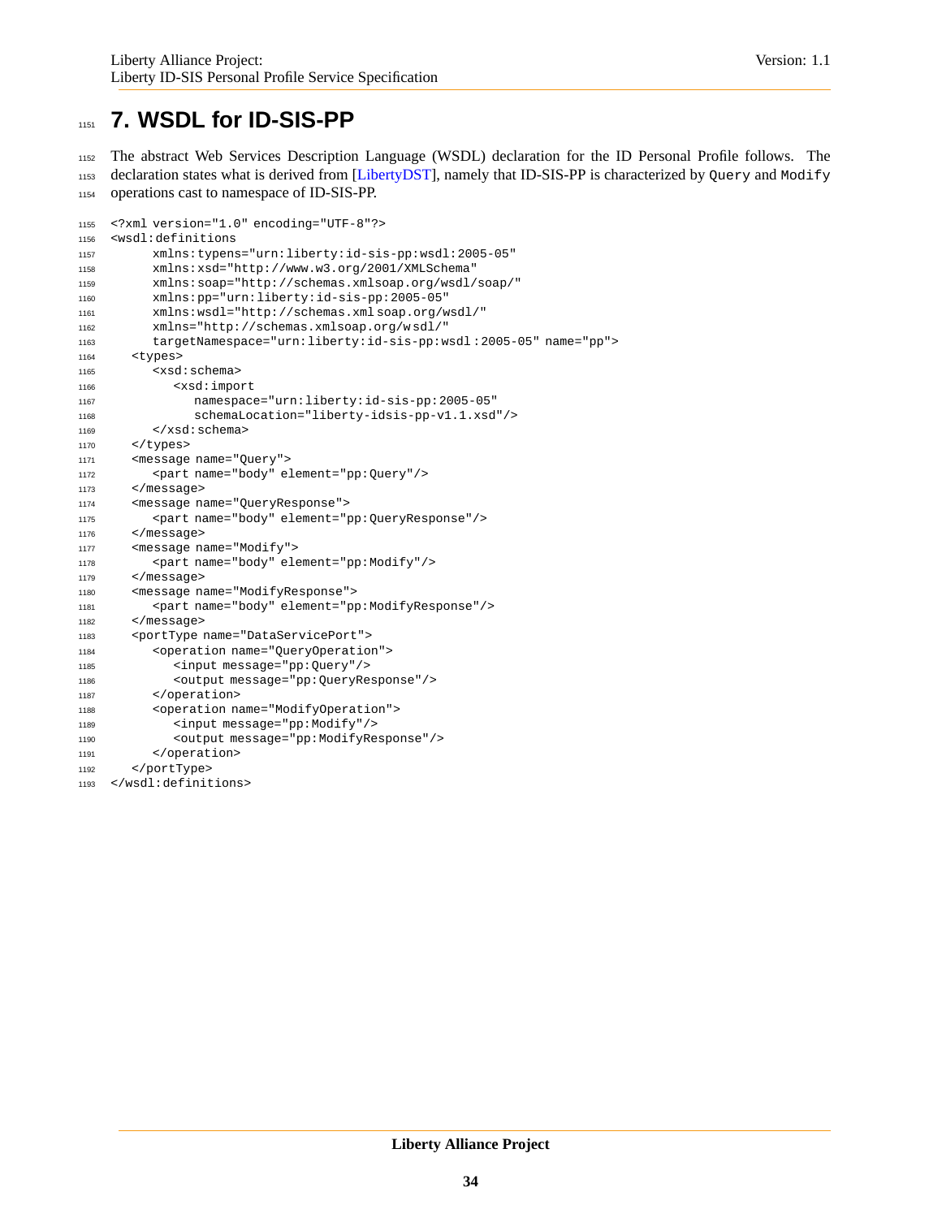# 7. WSDL for ID-SIS-PP

The abstract Web Services Description Language (WSDL) declaration for the ID Personal Profile follows. The declaration states what is derived from [LibertyDST], namely that ID-SIS-PP is characterized by `Query` and `Modify` operations cast to namespace of ID-SIS-PP.

```
<?xml version="1.0" encoding="UTF-8"?>
<wsdl:definitions
      xmlns:types="urn:liberty:id-sis-pp:wsdl:2005-05"
      xmlns:xsd="http://www.w3.org/2001/XMLSchema"
      xmlns:soap="http://schemas.xmlsoap.org/wsdl/soap/"
      xmlns:pp="urn:liberty:id-sis-pp:2005-05"
      xmlns:wsdl="http://schemas.xmlsoap.org/wsdl/"
      xmlns="http://schemas.xmlsoap.org/wsdl/"
      targetNamespace="urn:liberty:id-sis-pp:wsdl:2005-05" name="pp">
   <types>
      <xsd:schema>
         <xsd:import
            namespace="urn:liberty:id-sis-pp:2005-05"
            schemaLocation="liberty-idsis-pp-v1.1.xsd"/>
      </xsd:schema>
   </types>
   <message name="Query">
      <part name="body" element="pp:Query"/>
   </message>
   <message name="QueryResponse">
      <part name="body" element="pp:QueryResponse"/>
   </message>
   <message name="Modify">
      <part name="body" element="pp:Modify"/>
   </message>
   <message name="ModifyResponse">
      <part name="body" element="pp:ModifyResponse"/>
   </message>
   <portType name="DataServicePort">
      <operation name="QueryOperation">
         <input message="pp:Query"/>
         <output message="pp:QueryResponse"/>
      </operation>
      <operation name="ModifyOperation">
         <input message="pp:Modify"/>
         <output message="pp:ModifyResponse"/>
      </operation>
   </portType>
</wsdl:definitions>
```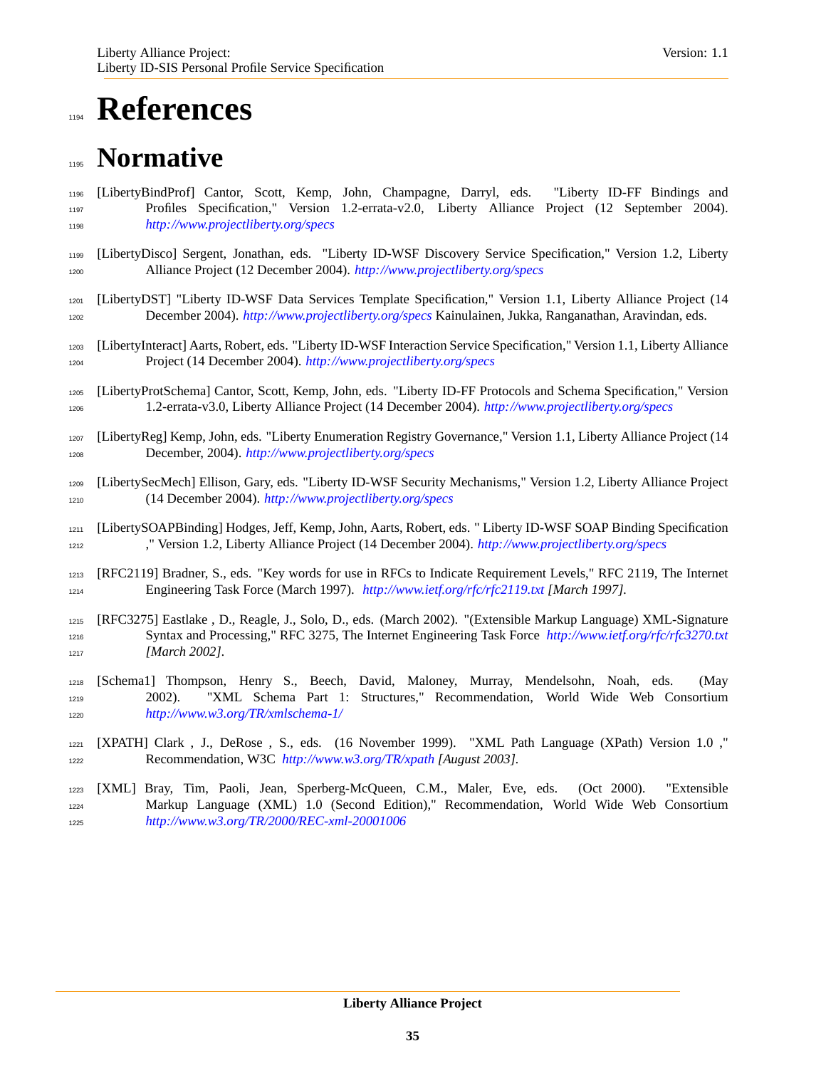# References

## Normative

[LibertyBindProf] Cantor, Scott, Kemp, John, Champagne, Darryl, eds. "Liberty ID-FF Bindings and Profiles Specification," Version 1.2-errata-v2.0, Liberty Alliance Project (12 September 2004). *http://www.projectliberty.org/specs*

[LibertyDisco] Sergent, Jonathan, eds. "Liberty ID-WSF Discovery Service Specification," Version 1.2, Liberty Alliance Project (12 December 2004). *http://www.projectliberty.org/specs*

[LibertyDST] "Liberty ID-WSF Data Services Template Specification," Version 1.1, Liberty Alliance Project (14 December 2004). *http://www.projectliberty.org/specs* Kainulainen, Jukka, Ranganathan, Aravindan, eds.

[LibertyInteract] Aarts, Robert, eds. "Liberty ID-WSF Interaction Service Specification," Version 1.1, Liberty Alliance Project (14 December 2004). *http://www.projectliberty.org/specs*

[LibertyProtSchema] Cantor, Scott, Kemp, John, eds. "Liberty ID-FF Protocols and Schema Specification," Version 1.2-errata-v3.0, Liberty Alliance Project (14 December 2004). *http://www.projectliberty.org/specs*

[LibertyReg] Kemp, John, eds. "Liberty Enumeration Registry Governance," Version 1.1, Liberty Alliance Project (14 December, 2004). *http://www.projectliberty.org/specs*

[LibertySecMech] Ellison, Gary, eds. "Liberty ID-WSF Security Mechanisms," Version 1.2, Liberty Alliance Project (14 December 2004). *http://www.projectliberty.org/specs*

[LibertySOAPBinding] Hodges, Jeff, Kemp, John, Aarts, Robert, eds. " Liberty ID-WSF SOAP Binding Specification ," Version 1.2, Liberty Alliance Project (14 December 2004). *http://www.projectliberty.org/specs*

[RFC2119] Bradner, S., eds. "Key words for use in RFCs to Indicate Requirement Levels," RFC 2119, The Internet Engineering Task Force (March 1997). *http://www.ietf.org/rfc/rfc2119.txt [March 1997].*

[RFC3275] Eastlake , D., Reagle, J., Solo, D., eds. (March 2002). "(Extensible Markup Language) XML-Signature Syntax and Processing," RFC 3275, The Internet Engineering Task Force *http://www.ietf.org/rfc/rfc3270.txt [March 2002].*

[Schema1] Thompson, Henry S., Beech, David, Maloney, Murray, Mendelsohn, Noah, eds. (May 2002). "XML Schema Part 1: Structures," Recommendation, World Wide Web Consortium *http://www.w3.org/TR/xmlschema-1/*

[XPATH] Clark , J., DeRose , S., eds. (16 November 1999). "XML Path Language (XPath) Version 1.0 ," Recommendation, W3C *http://www.w3.org/TR/xpath [August 2003].*

[XML] Bray, Tim, Paoli, Jean, Sperberg-McQueen, C.M., Maler, Eve, eds. (Oct 2000). "Extensible Markup Language (XML) 1.0 (Second Edition)," Recommendation, World Wide Web Consortium *http://www.w3.org/TR/2000/REC-xml-20001006*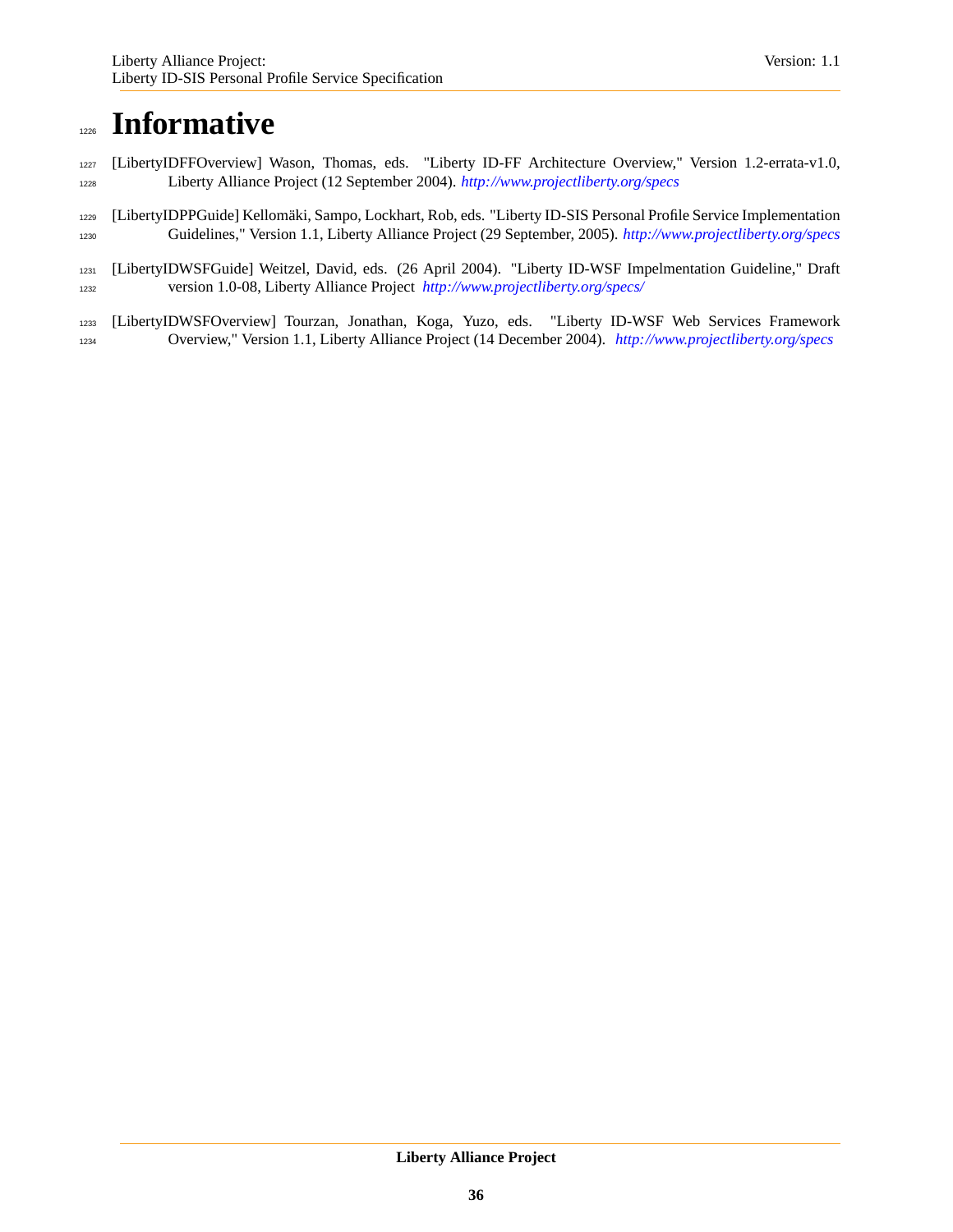# Informative

[LibertyIDFFOverview] Wason, Thomas, eds. "Liberty ID-FF Architecture Overview," Version 1.2-errata-v1.0, Liberty Alliance Project (12 September 2004). *http://www.projectliberty.org/specs*

[LibertyIDPPGuide] Kellomäki, Sampo, Lockhart, Rob, eds. "Liberty ID-SIS Personal Profile Service Implementation Guidelines," Version 1.1, Liberty Alliance Project (29 September, 2005). *http://www.projectliberty.org/specs*

[LibertyIDWSFGuide] Weitzel, David, eds. (26 April 2004). "Liberty ID-WSF Impelmentation Guideline," Draft version 1.0-08, Liberty Alliance Project *http://www.projectliberty.org/specs/*

[LibertyIDWSFOverview] Tourzan, Jonathan, Koga, Yuzo, eds. "Liberty ID-WSF Web Services Framework Overview," Version 1.1, Liberty Alliance Project (14 December 2004). *http://www.projectliberty.org/specs*